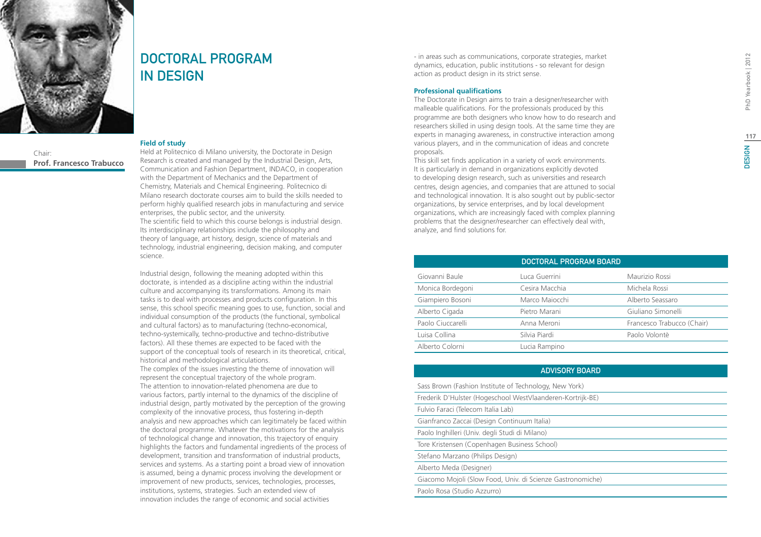# DOCTORAL PROGRAM IN DESIGN

Chair:
**Prof. Francesco Trabucco**

### Field of study

Held at Politecnico di Milano university, the Doctorate in Design Research is created and managed by the Industrial Design, Arts, Communication and Fashion Department, INDACO, in cooperation with the Department of Mechanics and the Department of Chemistry, Materials and Chemical Engineering. Politecnico di Milano research doctorate courses aim to build the skills needed to perform highly qualified research jobs in manufacturing and service enterprises, the public sector, and the university.
The scientific field to which this course belongs is industrial design. Its interdisciplinary relationships include the philosophy and theory of language, art history, design, science of materials and technology, industrial engineering, decision making, and computer science.

Industrial design, following the meaning adopted within this doctorate, is intended as a discipline acting within the industrial culture and accompanying its transformations. Among its main tasks is to deal with processes and products configuration. In this sense, this school specific meaning goes to use, function, social and individual consumption of the products (the functional, symbolical and cultural factors) as to manufacturing (techno-economical, techno-systemically, techno-productive and techno-distributive factors). All these themes are expected to be faced with the support of the conceptual tools of research in its theoretical, critical, historical and methodological articulations.
The complex of the issues investing the theme of innovation will represent the conceptual trajectory of the whole program. The attention to innovation-related phenomena are due to various factors, partly internal to the dynamics of the discipline of industrial design, partly motivated by the perception of the growing complexity of the innovative process, thus fostering in-depth analysis and new approaches which can legitimately be faced within the doctoral programme. Whatever the motivations for the analysis of technological change and innovation, this trajectory of enquiry highlights the factors and fundamental ingredients of the process of development, transition and transformation of industrial products, services and systems. As a starting point a broad view of innovation is assumed, being a dynamic process involving the development or improvement of new products, services, technologies, processes, institutions, systems, strategies. Such an extended view of innovation includes the range of economic and social activities - in areas such as communications, corporate strategies, market dynamics, education, public institutions - so relevant for design action as product design in its strict sense.

### Professional qualifications

The Doctorate in Design aims to train a designer/researcher with malleable qualifications. For the professionals produced by this programme are both designers who know how to do research and researchers skilled in using design tools. At the same time they are experts in managing awareness, in constructive interaction among various players, and in the communication of ideas and concrete proposals.
This skill set finds application in a variety of work environments. It is particularly in demand in organizations explicitly devoted to developing design research, such as universities and research centres, design agencies, and companies that are attuned to social and technological innovation. It is also sought out by public-sector organizations, by service enterprises, and by local development organizations, which are increasingly faced with complex planning problems that the designer/researcher can effectively deal with, analyze, and find solutions for.

| DOCTORAL PROGRAM BOARD | | |
|---|---|---|
| Giovanni Baule | Luca Guerrini | Maurizio Rossi |
| Monica Bordegoni | Cesira Macchia | Michela Rossi |
| Giampiero Bosoni | Marco Maiocchi | Alberto Seassaro |
| Alberto Cigada | Pietro Marani | Giuliano Simonelli |
| Paolo Ciuccarelli | Anna Meroni | Francesco Trabucco (Chair) |
| Luisa Collina | Silvia Piardi | Paolo Volontè |
| Alberto Colorni | Lucia Rampino | |

| ADVISORY BOARD |
|---|
| Sass Brown (Fashion Institute of Technology, New York) |
| Frederik D'Hulster (Hogeschool WestVlaanderen-Kortrijk-BE) |
| Fulvio Faraci (Telecom Italia Lab) |
| Gianfranco Zaccai (Design Continuum Italia) |
| Paolo Inghilleri (Univ. degli Studi di Milano) |
| Tore Kristensen (Copenhagen Business School) |
| Stefano Marzano (Philips Design) |
| Alberto Meda (Designer) |
| Giacomo Mojoli (Slow Food, Univ. di Scienze Gastronomiche) |
| Paolo Rosa (Studio Azzurro) |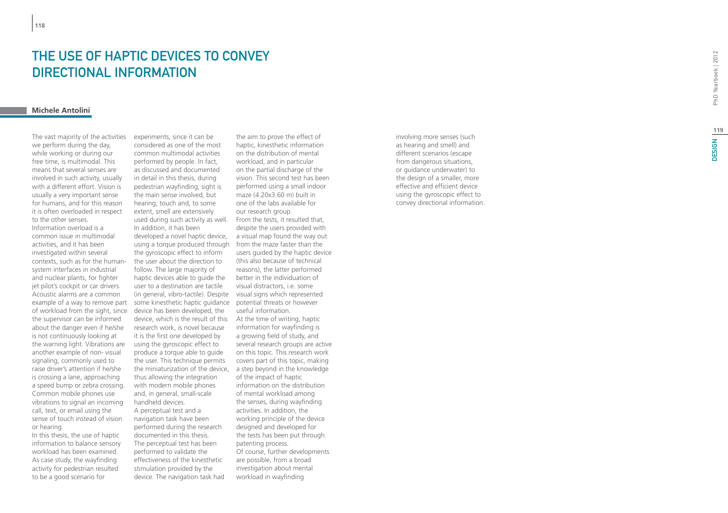# THE USE OF HAPTIC DEVICES TO CONVEY DIRECTIONAL INFORMATION

**Michele Antolini**

The vast majority of the activities we perform during the day, while working or during our free time, is multimodal. This means that several senses are involved in such activity, usually with a different effort. Vision is usually a very important sense for humans, and for this reason it is often overloaded in respect to the other senses.
Information overload is a common issue in multimodal activities, and it has been investigated within several contexts, such as for the human-system interfaces in industrial and nuclear plants, for fighter jet pilot's cockpit or car drivers. Acoustic alarms are a common example of a way to remove part of workload from the sight, since the supervisor can be informed about the danger even if he/she is not continuously looking at the warning light. Vibrations are another example of non- visual signaling, commonly used to raise driver's attention if he/she is crossing a lane, approaching a speed bump or zebra crossing. Common mobile phones use vibrations to signal an incoming call, text, or email using the sense of touch instead of vision or hearing.
In this thesis, the use of haptic information to balance sensory workload has been examined. As case study, the wayfinding activity for pedestrian resulted to be a good scenario for experiments, since it can be considered as one of the most common multimodal activities performed by people. In fact, as discussed and documented in detail in this thesis, during pedestrian wayfinding, sight is the main sense involved, but hearing, touch and, to some extent, smell are extensively used during such activity as well.
In addition, it has been developed a novel haptic device, using a torque produced through the gyroscopic effect to inform the user about the direction to follow. The large majority of haptic devices able to guide the user to a destination are tactile (in general, vibro-tactile). Despite some kinesthetic haptic guidance device has been developed, the device, which is the result of this research work, is novel because it is the first one developed by using the gyroscopic effect to produce a torque able to guide the user. This technique permits the miniaturization of the device, thus allowing the integration with modern mobile phones and, in general, small-scale handheld devices.
A perceptual test and a navigation task have been performed during the research documented in this thesis. The perceptual test has been performed to validate the effectiveness of the kinesthetic stimulation provided by the device. The navigation task had the aim to prove the effect of haptic, kinesthetic information on the distribution of mental workload, and in particular on the partial discharge of the vision. This second test has been performed using a small indoor maze (4.20x3.60 m) built in one of the labs available for our research group.
From the tests, it resulted that, despite the users provided with a visual map found the way out from the maze faster than the users guided by the haptic device (this also because of technical reasons), the latter performed better in the individuation of visual distractors, i.e. some visual signs which represented potential threats or however useful information.
At the time of writing, haptic information for wayfinding is a growing field of study, and several research groups are active on this topic. This research work covers part of this topic, making a step beyond in the knowledge of the impact of haptic information on the distribution of mental workload among the senses, during wayfinding activities. In addition, the working principle of the device designed and developed for the tests has been put through patenting process.
Of course, further developments are possible, from a broad investigation about mental workload in wayfinding involving more senses (such as hearing and smell) and different scenarios (escape from dangerous situations, or guidance underwater) to the design of a smaller, more effective and efficient device using the gyroscopic effect to convey directional information.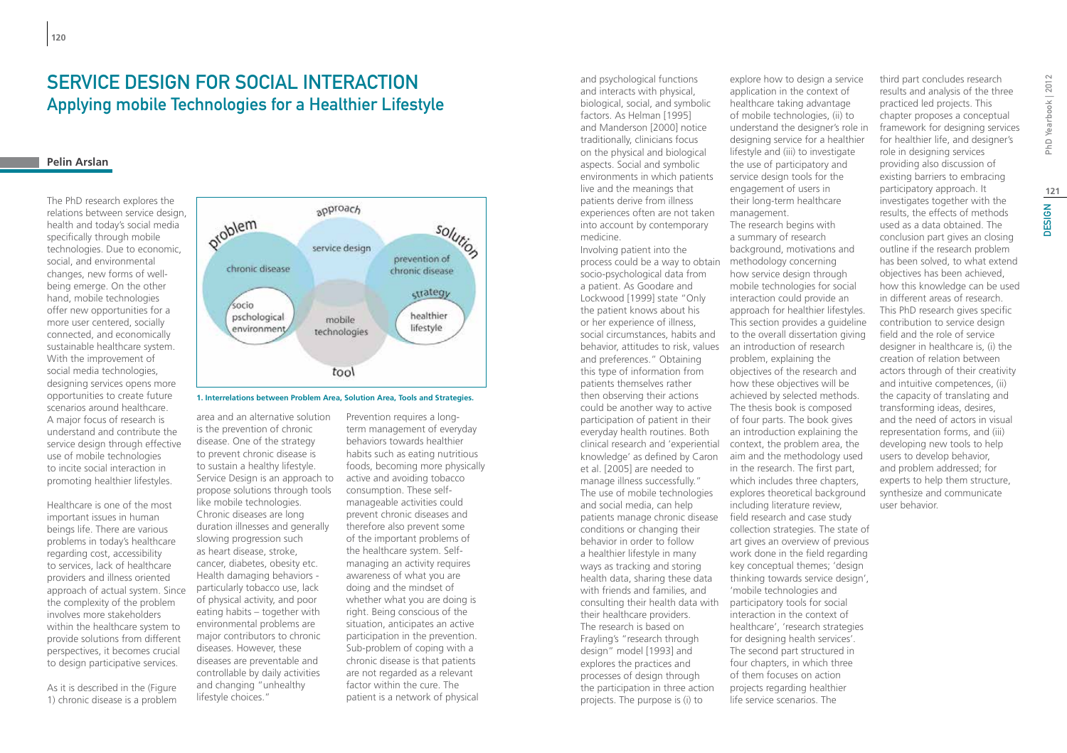# SERVICE DESIGN FOR SOCIAL INTERACTION
## Applying mobile Technologies for a Healthier Lifestyle

**Pelin Arslan**

The PhD research explores the relations between service design, health and today's social media specifically through mobile technologies. Due to economic, social, and environmental changes, new forms of well-being emerge. On the other hand, mobile technologies offer new opportunities for a more user centered, socially connected, and economically sustainable healthcare system. With the improvement of social media technologies, designing services opens more opportunities to create future scenarios around healthcare. A major focus of research is understand and contribute the service design through effective use of mobile technologies to incite social interaction in promoting healthier lifestyles.

Healthcare is one of the most important issues in human beings life. There are various problems in today's healthcare regarding cost, accessibility to services, lack of healthcare providers and illness oriented approach of actual system. Since the complexity of the problem involves more stakeholders within the healthcare system to provide solutions from different perspectives, it becomes crucial to design participative services.

As it is described in the (Figure 1) chronic disease is a problem area and an alternative solution is the prevention of chronic disease. One of the strategy to prevent chronic disease is to sustain a healthy lifestyle. Service Design is an approach to propose solutions through tools like mobile technologies. Chronic diseases are long duration illnesses and generally slowing progression such as heart disease, stroke, cancer, diabetes, obesity etc. Health damaging behaviors - particularly tobacco use, lack of physical activity, and poor eating habits – together with environmental problems are major contributors to chronic diseases. However, these diseases are preventable and controllable by daily activities and changing "unhealthy lifestyle choices."

1. Interrelations between Problem Area, Solution Area, Tools and Strategies.

Prevention requires a long-term management of everyday behaviors towards healthier habits such as eating nutritious foods, becoming more physically active and avoiding tobacco consumption. These self-manageable activities could prevent chronic diseases and therefore also prevent some of the important problems of the healthcare system. Self-managing an activity requires awareness of what you are doing and the mindset of whether what you are doing is right. Being conscious of the situation, anticipates an active participation in the prevention. Sub-problem of coping with a chronic disease is that patients are not regarded as a relevant factor within the cure. The patient is a network of physical and psychological functions and interacts with physical, biological, social, and symbolic factors. As Helman [1995] and Manderson [2000] notice traditionally, clinicians focus on the physical and biological aspects. Social and symbolic environments in which patients live and the meanings that patients derive from illness experiences often are not taken into account by contemporary medicine.

Involving patient into the process could be a way to obtain socio-psychological data from a patient. As Goodare and Lockwood [1999] state "Only the patient knows about his or her experience of illness, social circumstances, habits and behavior, attitudes to risk, values and preferences." Obtaining this type of information from patients themselves rather then observing their actions could be another way to active participation of patient in their everyday health routines. Both clinical research and 'experiential knowledge' as defined by Caron et al. [2005] are needed to manage illness successfully." The use of mobile technologies and social media, can help patients manage chronic disease conditions or changing their behavior in order to follow a healthier lifestyle in many ways as tracking and storing health data, sharing these data with friends and families, and consulting their health data with their healthcare providers.

The research is based on Frayling's "research through design" model [1993] and explores the practices and processes of design through the participation in three action projects. The purpose is (i) to explore how to design a service application in the context of healthcare taking advantage of mobile technologies, (ii) to understand the designer's role in designing service for a healthier lifestyle and (iii) to investigate the use of participatory and service design tools for the engagement of users in their long-term healthcare management.

The research begins with a summary of research background, motivations and methodology concerning how service design through mobile technologies for social interaction could provide an approach for healthier lifestyles. This section provides a guideline to the overall dissertation giving an introduction of research problem, explaining the objectives of the research and how these objectives will be achieved by selected methods. The thesis book is composed of four parts. The book gives an introduction explaining the context, the problem area, the aim and the methodology used in the research. The first part, which includes three chapters, explores theoretical background including literature review, field research and case study collection strategies. The state of art gives an overview of previous work done in the field regarding key conceptual themes; 'design thinking towards service design', 'mobile technologies and participatory tools for social interaction in the context of healthcare', 'research strategies for designing health services'. The second part structured in four chapters, in which three of them focuses on action projects regarding healthier life service scenarios. The third part concludes research results and analysis of the three practiced led projects. This chapter proposes a conceptual framework for designing services for healthier life, and designer's role in designing services providing also discussion of existing barriers to embracing participatory approach. It investigates together with the results, the effects of methods used as a data obtained. The conclusion part gives an closing outline if the research problem has been solved, to what extend objectives has been achieved, how this knowledge can be used in different areas of research. This PhD research gives specific contribution to service design field and the role of service designer in healthcare is, (i) the creation of relation between actors through of their creativity and intuitive competences, (ii) the capacity of translating and transforming ideas, desires, and the need of actors in visual representation forms, and (iii) developing new tools to help users to develop behavior, and problem addressed; for experts to help them structure, synthesize and communicate user behavior.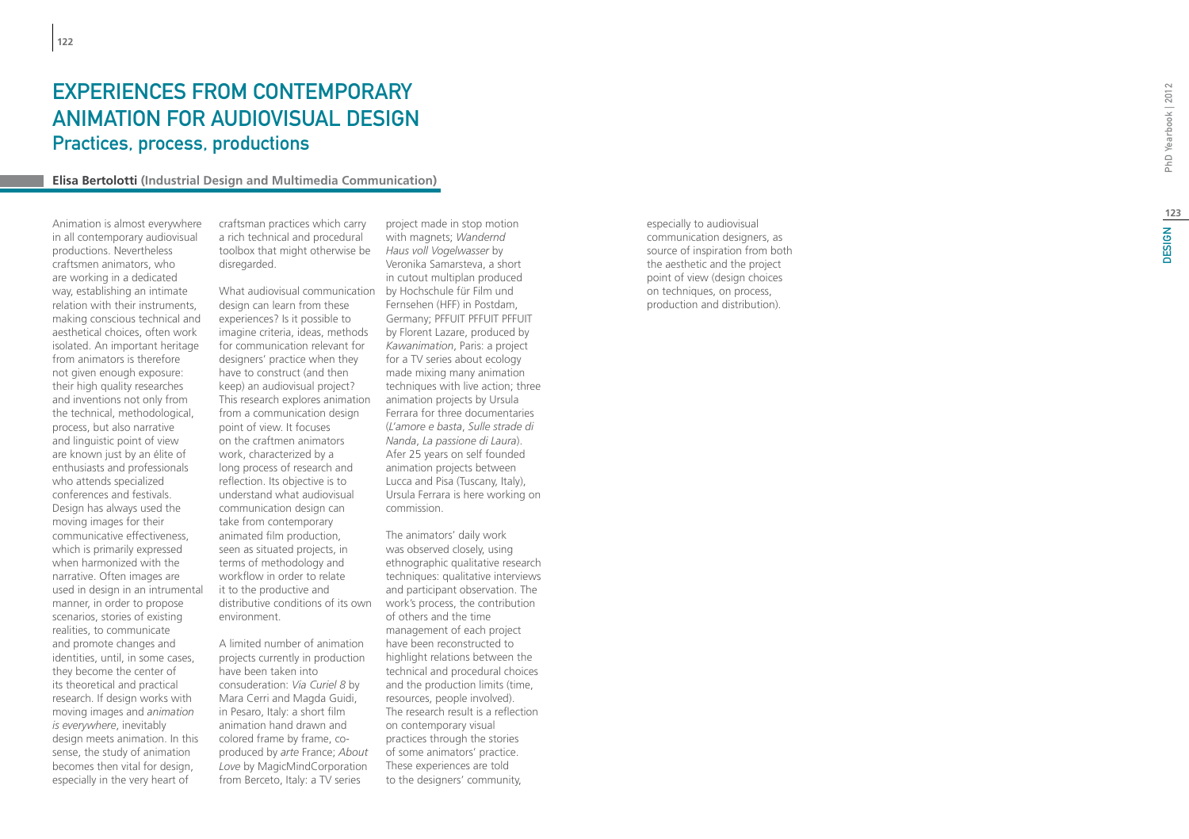# EXPERIENCES FROM CONTEMPORARY ANIMATION FOR AUDIOVISUAL DESIGN

## Practices, process, productions

**Elisa Bertolotti (Industrial Design and Multimedia Communication)**

Animation is almost everywhere in all contemporary audiovisual productions. Nevertheless craftsmen animators, who are working in a dedicated way, establishing an intimate relation with their instruments, making conscious technical and aesthetical choices, often work isolated. An important heritage from animators is therefore not given enough exposure: their high quality researches and inventions not only from the technical, methodological, process, but also narrative and linguistic point of view are known just by an élite of enthusiasts and professionals who attends specialized conferences and festivals. Design has always used the moving images for their communicative effectiveness, which is primarily expressed when harmonized with the narrative. Often images are used in design in an intrumental manner, in order to propose scenarios, stories of existing realities, to communicate and promote changes and identities, until, in some cases, they become the center of its theoretical and practical research. If design works with moving images and *animation is everywhere*, inevitably design meets animation. In this sense, the study of animation becomes then vital for design, especially in the very heart of craftsman practices which carry a rich technical and procedural toolbox that might otherwise be disregarded.

What audiovisual communication design can learn from these experiences? Is it possible to imagine criteria, ideas, methods for communication relevant for designers' practice when they have to construct (and then keep) an audiovisual project? This research explores animation from a communication design point of view. It focuses on the craftmen animators work, characterized by a long process of research and reflection. Its objective is to understand what audiovisual communication design can take from contemporary animated film production, seen as situated projects, in terms of methodology and workflow in order to relate it to the productive and distributive conditions of its own environment.

A limited number of animation projects currently in production have been taken into consuderation: *Via Curiel 8* by Mara Cerri and Magda Guidi, in Pesaro, Italy: a short film animation hand drawn and colored frame by frame, co-produced by *arte* France; *About Love* by MagicMindCorporation from Berceto, Italy: a TV series project made in stop motion with magnets; *Wandernd Haus voll Vogelwasser* by Veronika Samarsteva, a short in cutout multiplan produced by Hochschule für Film und Fernsehen (HFF) in Postdam, Germany; PFFUIT PFFUIT PFFUIT by Florent Lazare, produced by *Kawanimation*, Paris: a project for a TV series about ecology made mixing many animation techniques with live action; three animation projects by Ursula Ferrara for three documentaries (*L'amore e basta*, *Sulle strade di Nanda*, *La passione di Laura*). Afer 25 years on self founded animation projects between Lucca and Pisa (Tuscany, Italy), Ursula Ferrara is here working on commission.

The animators' daily work was observed closely, using ethnographic qualitative research techniques: qualitative interviews and participant observation. The work's process, the contribution of others and the time management of each project have been reconstructed to highlight relations between the technical and procedural choices and the production limits (time, resources, people involved). The research result is a reflection on contemporary visual practices through the stories of some animators' practice. These experiences are told to the designers' community, especially to audiovisual communication designers, as source of inspiration from both the aesthetic and the project point of view (design choices on techniques, on process, production and distribution).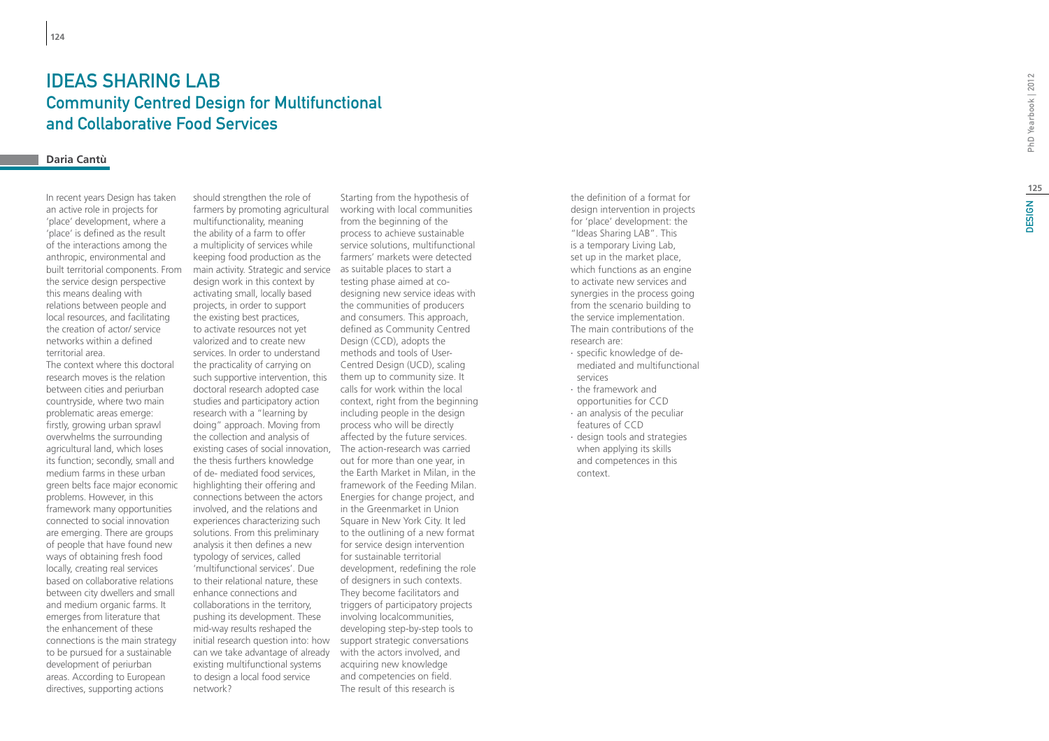# IDEAS SHARING LAB

## Community Centred Design for Multifunctional and Collaborative Food Services

**Daria Cantù**

In recent years Design has taken an active role in projects for 'place' development, where a 'place' is defined as the result of the interactions among the anthropic, environmental and built territorial components. From the service design perspective this means dealing with relations between people and local resources, and facilitating the creation of actor/ service networks within a defined territorial area.

The context where this doctoral research moves is the relation between cities and periurban countryside, where two main problematic areas emerge: firstly, growing urban sprawl overwhelms the surrounding agricultural land, which loses its function; secondly, small and medium farms in these urban green belts face major economic problems. However, in this framework many opportunities connected to social innovation are emerging. There are groups of people that have found new ways of obtaining fresh food locally, creating real services based on collaborative relations between city dwellers and small and medium organic farms. It emerges from literature that the enhancement of these connections is the main strategy to be pursued for a sustainable development of periurban areas. According to European directives, supporting actions should strengthen the role of farmers by promoting agricultural multifunctionality, meaning the ability of a farm to offer a multiplicity of services while keeping food production as the main activity. Strategic and service design work in this context by activating small, locally based projects, in order to support the existing best practices, to activate resources not yet valorized and to create new services. In order to understand the practicality of carrying on such supportive intervention, this doctoral research adopted case studies and participatory action research with a "learning by doing" approach. Moving from the collection and analysis of existing cases of social innovation, the thesis furthers knowledge of de- mediated food services, highlighting their offering and connections between the actors involved, and the relations and experiences characterizing such solutions. From this preliminary analysis it then defines a new typology of services, called 'multifunctional services'. Due to their relational nature, these enhance connections and collaborations in the territory, pushing its development. These mid-way results reshaped the initial research question into: how can we take advantage of already existing multifunctional systems to design a local food service network?

Starting from the hypothesis of working with local communities from the beginning of the process to achieve sustainable service solutions, multifunctional farmers' markets were detected as suitable places to start a testing phase aimed at co-designing new service ideas with the communities of producers and consumers. This approach, defined as Community Centred Design (CCD), adopts the methods and tools of User-Centred Design (UCD), scaling them up to community size. It calls for work within the local context, right from the beginning including people in the design process who will be directly affected by the future services. The action-research was carried out for more than one year, in the Earth Market in Milan, in the framework of the Feeding Milan. Energies for change project, and in the Greenmarket in Union Square in New York City. It led to the outlining of a new format for service design intervention for sustainable territorial development, redefining the role of designers in such contexts. They become facilitators and triggers of participatory projects involving localcommunities, developing step-by-step tools to support strategic conversations with the actors involved, and acquiring new knowledge and competencies on field. The result of this research is the definition of a format for design intervention in projects for 'place' development: the "Ideas Sharing LAB". This is a temporary Living Lab, set up in the market place, which functions as an engine to activate new services and synergies in the process going from the scenario building to the service implementation. The main contributions of the research are:

- specific knowledge of de-mediated and multifunctional services
- the framework and opportunities for CCD
- an analysis of the peculiar features of CCD
- design tools and strategies when applying its skills and competences in this context.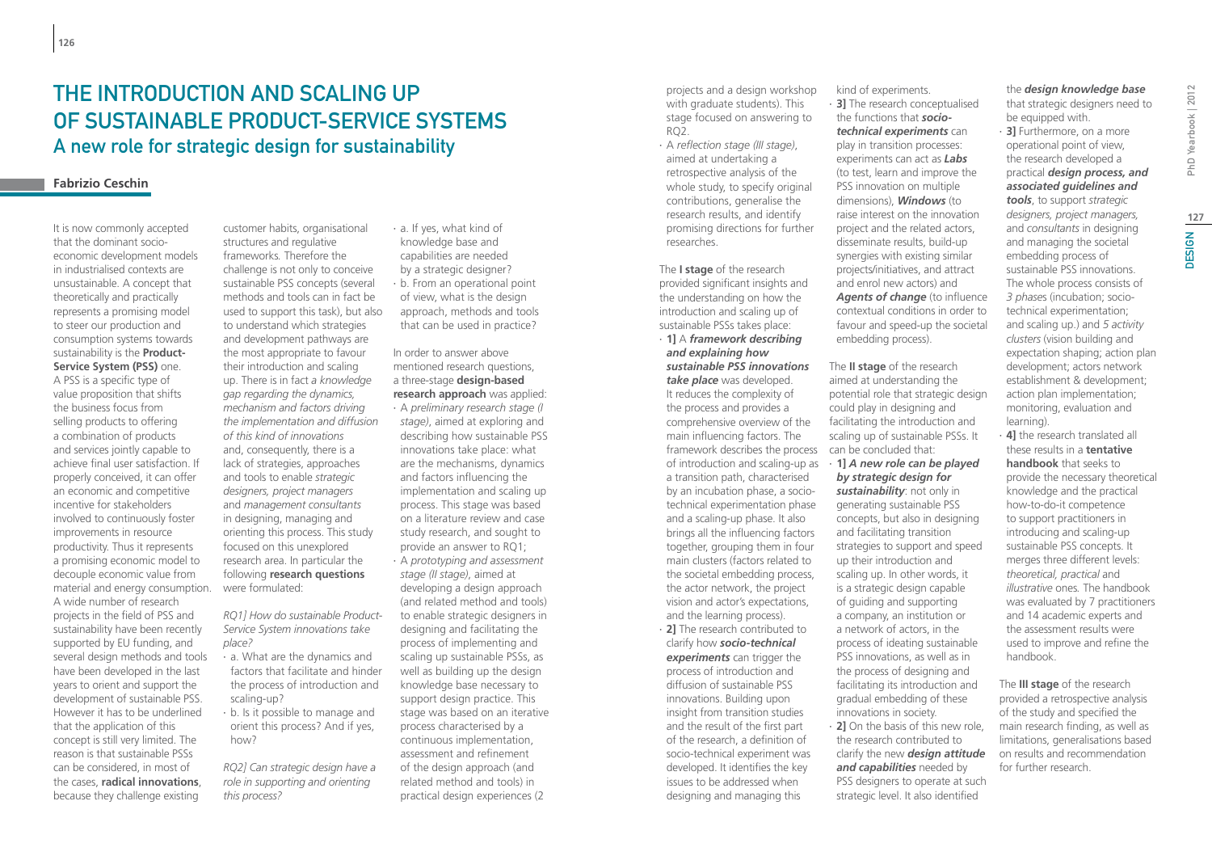# THE INTRODUCTION AND SCALING UP OF SUSTAINABLE PRODUCT-SERVICE SYSTEMS

## A new role for strategic design for sustainability

**Fabrizio Ceschin**

It is now commonly accepted that the dominant socio-economic development models in industrialised contexts are unsustainable. A concept that theoretically and practically represents a promising model to steer our production and consumption systems towards sustainability is the **Product-Service System (PSS)** one. A PSS is a specific type of value proposition that shifts the business focus from selling products to offering a combination of products and services jointly capable to achieve final user satisfaction. If properly conceived, it can offer an economic and competitive incentive for stakeholders involved to continuously foster improvements in resource productivity. Thus it represents a promising economic model to decouple economic value from material and energy consumption. A wide number of research projects in the field of PSS and sustainability have been recently supported by EU funding, and several design methods and tools have been developed in the last years to orient and support the development of sustainable PSS. However it has to be underlined that the application of this concept is still very limited. The reason is that sustainable PSSs can be considered, in most of the cases, **radical innovations**, because they challenge existing customer habits, organisational structures and regulative frameworks. Therefore the challenge is not only to conceive sustainable PSS concepts (several methods and tools can in fact be used to support this task), but also to understand which strategies and development pathways are the most appropriate to favour their introduction and scaling up. There is in fact a *knowledge gap regarding the dynamics, mechanism and factors driving the implementation and diffusion of this kind of innovations* and, consequently, there is a lack of strategies, approaches and tools to enable *strategic designers, project managers* and *management consultants* in designing, managing and orienting this process. This study focused on this unexplored research area. In particular the following **research questions** were formulated:

*RQ1] How do sustainable Product-Service System innovations take place?*

- a. What are the dynamics and factors that facilitate and hinder the process of introduction and scaling-up?
- b. Is it possible to manage and orient this process? And if yes, how?

*RQ2] Can strategic design have a role in supporting and orienting this process?*

- a. If yes, what kind of knowledge base and capabilities are needed by a strategic designer?
- b. From an operational point of view, what is the design approach, methods and tools that can be used in practice?

In order to answer above mentioned research questions, a three-stage **design-based research approach** was applied:

- A *preliminary research stage (I stage)*, aimed at exploring and describing how sustainable PSS innovations take place: what are the mechanisms, dynamics and factors influencing the implementation and scaling up process. This stage was based on a literature review and case study research, and sought to provide an answer to RQ1;
- A *prototyping and assessment stage (II stage)*, aimed at developing a design approach (and related method and tools) to enable strategic designers in designing and facilitating the process of implementing and scaling up sustainable PSSs, as well as building up the design knowledge base necessary to support design practice. This stage was based on an iterative process characterised by a continuous implementation, assessment and refinement of the design approach (and related method and tools) in practical design experiences (2 projects and a design workshop with graduate students). This stage focused on answering to RQ2.
- A *reflection stage (III stage)*, aimed at undertaking a retrospective analysis of the whole study, to specify original contributions, generalise the research results, and identify promising directions for further researches.

The **I stage** of the research provided significant insights and the understanding on how the introduction and scaling up of sustainable PSSs takes place:

- **1]** A ***framework describing and explaining how sustainable PSS innovations take place*** was developed. It reduces the complexity of the process and provides a comprehensive overview of the main influencing factors. The framework describes the process of introduction and scaling-up as a transition path, characterised by an incubation phase, a socio-technical experimentation phase and a scaling-up phase. It also brings all the influencing factors together, grouping them in four main clusters (factors related to the societal embedding process, the actor network, the project vision and actor's expectations, and the learning process).
- **2]** The research contributed to clarify how ***socio-technical experiments*** can trigger the process of introduction and diffusion of sustainable PSS innovations. Building upon insight from transition studies and the result of the first part of the research, a definition of socio-technical experiment was developed. It identifies the key issues to be addressed when designing and managing this kind of experiments.
- **3]** The research conceptualised the functions that ***socio-technical experiments*** can play in transition processes: experiments can act as ***Labs*** (to test, learn and improve the PSS innovation on multiple dimensions), ***Windows*** (to raise interest on the innovation project and the related actors, disseminate results, build-up synergies with existing similar projects/initiatives, and attract and enrol new actors) and ***Agents of change*** (to influence contextual conditions in order to favour and speed-up the societal embedding process).

The **II stage** of the research aimed at understanding the potential role that strategic design could play in designing and facilitating the introduction and scaling up of sustainable PSSs. It can be concluded that:

- **1]** ***A new role can be played by strategic design for sustainability***: not only in generating sustainable PSS concepts, but also in designing and facilitating transition strategies to support and speed up their introduction and scaling up. In other words, it is a strategic design capable of guiding and supporting a company, an institution or a network of actors, in the process of ideating sustainable PSS innovations, as well as in the process of designing and facilitating its introduction and gradual embedding of these innovations in society.
- **2]** On the basis of this new role, the research contributed to clarify the new ***design attitude and capabilities*** needed by PSS designers to operate at such strategic level. It also identified the ***design knowledge base*** that strategic designers need to be equipped with.
- **3]** Furthermore, on a more operational point of view, the research developed a practical ***design process, and associated guidelines and tools***, to support *strategic designers, project managers,* and *consultants* in designing and managing the societal embedding process of sustainable PSS innovations. The whole process consists of *3 phases* (incubation; socio-technical experimentation; and scaling up.) and *5 activity clusters* (vision building and expectation shaping; action plan development; actors network establishment & development; action plan implementation; monitoring, evaluation and learning).
- **4]** the research translated all these results in a **tentative handbook** that seeks to provide the necessary theoretical knowledge and the practical how-to-do-it competence to support practitioners in introducing and scaling-up sustainable PSS concepts. It merges three different levels: *theoretical, practical* and *illustrative* ones. The handbook was evaluated by 7 practitioners and 14 academic experts and the assessment results were used to improve and refine the handbook.

The **III stage** of the research provided a retrospective analysis of the study and specified the main research finding, as well as limitations, generalisations based on results and recommendation for further research.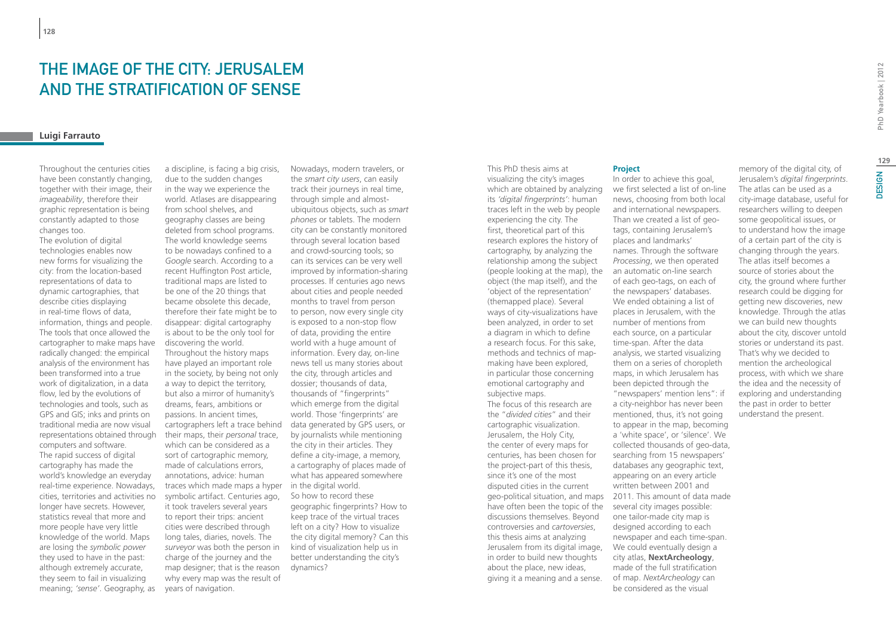# The Image of the City: Jerusalem and the Stratification of Sense

**Luigi Farrauto**

Throughout the centuries cities have been constantly changing, together with their image, their *imageability*, therefore their graphic representation is being constantly adapted to those changes too.

The evolution of digital technologies enables now new forms for visualizing the city: from the location-based representations of data to dynamic cartographies, that describe cities displaying in real-time flows of data, information, things and people. The tools that once allowed the cartographer to make maps have radically changed: the empirical analysis of the environment has been transformed into a true work of digitalization, in a data flow, led by the evolutions of technologies and tools, such as GPS and GIS; inks and prints on traditional media are now visual representations obtained through computers and software.

The rapid success of digital cartography has made the world's knowledge an everyday real-time experience. Nowadays, cities, territories and activities no longer have secrets. However, statistics reveal that more and more people have very little knowledge of the world. Maps are losing the *symbolic power* they used to have in the past: although extremely accurate, they seem to fail in visualizing meaning; *'sense'*. Geography, as a discipline, is facing a big crisis, due to the sudden changes in the way we experience the world. Atlases are disappearing from school shelves, and geography classes are being deleted from school programs. The world knowledge seems to be nowadays confined to a *Google* search. According to a recent Huffington Post article, traditional maps are listed to be one of the 20 things that became obsolete this decade, therefore their fate might be to disappear: digital cartography is about to be the only tool for discovering the world.

Throughout the history maps have played an important role in the society, by being not only a way to depict the territory, but also a mirror of humanity's dreams, fears, ambitions or passions. In ancient times, cartographers left a trace behind their maps, their *personal* trace, which can be considered as a sort of cartographic memory, made of calculations errors, annotations, advice: human traces which made maps a hyper symbolic artifact. Centuries ago, it took travelers several years to report their trips: ancient cities were described through long tales, diaries, novels. The *surveyor* was both the person in charge of the journey and the map designer; that is the reason why every map was the result of years of navigation.

Nowadays, modern travelers, or the *smart city users*, can easily track their journeys in real time, through simple and almost-ubiquitous objects, such as *smart phones* or tablets. The modern city can be constantly monitored through several location based and crowd-sourcing tools; so can its services can be very well improved by information-sharing processes. If centuries ago news about cities and people needed months to travel from person to person, now every single city is exposed to a non-stop flow of data, providing the entire world with a huge amount of information. Every day, on-line news tell us many stories about the city, through articles and dossier; thousands of data, thousands of "fingerprints" which emerge from the digital world. Those 'fingerprints' are data generated by GPS users, or by journalists while mentioning the city in their articles. They define a city-image, a memory, a cartography of places made of what has appeared somewhere in the digital world.

So how to record these geographic fingerprints? How to keep trace of the virtual traces left on a city? How to visualize the city digital memory? Can this kind of visualization help us in better understanding the city's dynamics?

This PhD thesis aims at visualizing the city's images which are obtained by analyzing its *'digital fingerprints'*: human traces left in the web by people experiencing the city. The first, theoretical part of this research explores the history of cartography, by analyzing the relationship among the subject (people looking at the map), the object (the map itself), and the 'object of the representation' (themapped place). Several ways of city-visualizations have been analyzed, in order to set a diagram in which to define a research focus. For this sake, methods and technics of map-making have been explored, in particular those concerning emotional cartography and subjective maps.

The focus of this research are the "*divided cities*" and their cartographic visualization. Jerusalem, the Holy City, the center of every maps for centuries, has been chosen for the project-part of this thesis, since it's one of the most disputed cities in the current geo-political situation, and maps have often been the topic of the discussions themselves. Beyond controversies and *cartoversies*, this thesis aims at analyzing Jerusalem from its digital image, in order to build new thoughts about the place, new ideas, giving it a meaning and a sense.

**Project**

In order to achieve this goal, we first selected a list of on-line news, choosing from both local and international newspapers. Than we created a list of geo-tags, containing Jerusalem's places and landmarks' names. Through the software *Processing*, we then operated an automatic on-line search of each geo-tags, on each of the newspapers' databases. We ended obtaining a list of places in Jerusalem, with the number of mentions from each source, on a particular time-span. After the data analysis, we started visualizing them on a series of choropleth maps, in which Jerusalem has been depicted through the "newspapers' mention lens": if a city-neighbor has never been mentioned, thus, it's not going to appear in the map, becoming a 'white space', or 'silence'. We collected thousands of geo-data, searching from 15 newspapers' databases any geographic text, appearing on an every article written between 2001 and 2011. This amount of data made several city images possible: one tailor-made city map is designed according to each newspaper and each time-span. We could eventually design a city atlas, **NextArcheology**, made of the full stratification of map. *NextArcheology* can be considered as the visual memory of the digital city, of Jerusalem's *digital fingerprints*. The atlas can be used as a city-image database, useful for researchers willing to deepen some geopolitical issues, or to understand how the image of a certain part of the city is changing through the years. The atlas itself becomes a source of stories about the city, the ground where further research could be digging for getting new discoveries, new knowledge. Through the atlas we can build new thoughts about the city, discover untold stories or understand its past. That's why we decided to mention the archeological process, with which we share the idea and the necessity of exploring and understanding the past in order to better understand the present.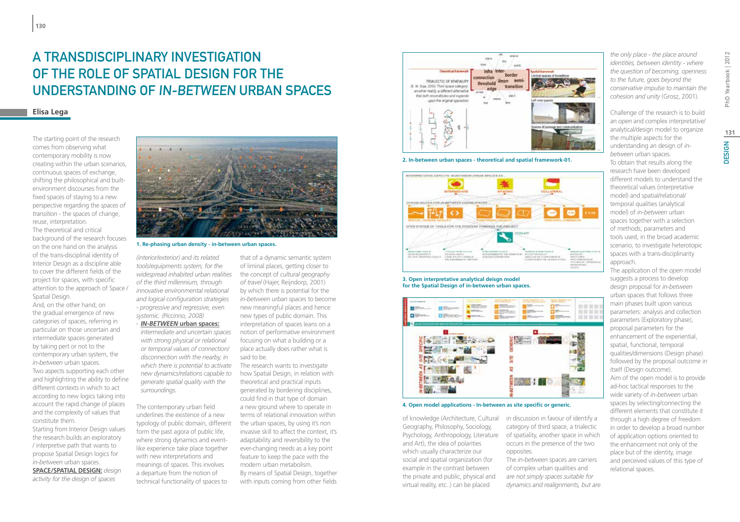# A TRANSDISCIPLINARY INVESTIGATION OF THE ROLE OF SPATIAL DESIGN FOR THE UNDERSTANDING OF *IN-BETWEEN* URBAN SPACES

**Elisa Lega**

The starting point of the research comes from observing what contemporary mobility is now creating within the urban scenarios, continuous spaces of exchange, shifting the philosophical and built-environment discourses from the fixed spaces of staying to a new perspective regarding the *spaces of transition* - the spaces of change, reuse, interpretation.

The theoretical and critical background of the research focuses on the one hand on the analysis of the trans-disciplinal identity of Interior Design as a discipline able to cover the different fields of the project for spaces, with specific attention to the approach of Space / Spatial Design.

And, on the other hand, on the gradual emergence of new categories of spaces, referring in particular on those uncertain and intermediate spaces generated by taking pert or not to the contemporary urban system, the *in-between* urban spaces.

Two aspects supporting each other and highlighting the ability to define different contexts in which to act according to new logics taking into account the rapid change of places and the complexity of values that constitute them.

Starting from Interior Design values the research builds an exploratory / interpretive path that wants to propose Spatial Design logics for *in-between* urban spaces.

**SPACE/SPATIAL DESIGN:** *design activity for the design of spaces (interior/exterior) and its related tools/equipments system, for the widespread inhabited urban realities of the third millennium, through innovative environmental relational and logical configuration strategies - progressive and regressive, even systemic. (Piccinno, 2008)*

· ***IN-BETWEEN* urban spaces:** *intermediate and uncertain spaces with strong physical or relational or temporal values of connection/ disconnection with the nearby, in which there is potential to activate new dynamics/relations capable to generate spatial quality with the surroundings.*

1. Re-phasing urban density - in-between urban spaces.

The contemporary urban field underlines the existence of a new typology of public domain, different form the past agora of public life, where strong dynamics and event-like experience take place together with new interpretations and meanings of spaces. This involves a departure from the notion of technical functionality of spaces to that of a dynamic semantic system of liminal places, getting closer to the concept of *cultural geography of travel* (Hajer, Reijndorp, 2001) by which there is potential for the *in-between urban* spaces to become new meaningful places and hence new types of public domain. This interpretation of spaces leans on a notion of performative environment focusing on what a building or a place actually does rather what is said to be.

The research wants to investigate how Spatial Design, in relation with theoretical and practical inputs generated by bordering disciplines, could find in that type of domain a new ground where to operate in terms of relational innovation within the urban spaces, by using it's non invasive skill to affect the context, it's adaptability and reversibility to the ever-changing needs as a key point feature to keep the pace with the modern urban metabolism.

By means of Spatial Design, together with inputs coming from other fields of knowledge (Architecture, Cultural Geography, Philosophy, Sociology, Psychology, Anthropology, Literature and Art), the idea of polarities which usually characterize our social and spatial organization (for example in the contrast between the private and public, physical and virtual reality, etc..) can be placed in discussion in favour of identify a category of third space, a trialectic of spatiality, another space in which occurs in the presence of the two opposites.

The *in-between* spaces are carriers of complex urban qualities and are *not simply spaces suitable for dynamics and realignments, but are the only place - the place around identities, between identity - where the question of becoming, openness to the future, goes beyond the conservative impulse to maintain the cohesion and unity* (Grosz, 2001).

2. In-between urban spaces - theoretical and spatial framework-01.

3. Open interpretative analytical deisgn model for the Spatial Design of in-between urban spaces.

4. Open model applications - In-between as site specific or generic.

Challenge of the research is to build an *open* and complex interpretative/ analytical/design model to organize the multiple aspects for the understanding an design of *in-between* urban spaces.

To obtain that results along the research have been developed different models to understand the theoretical values (interpretative model) and spatial/relational/ temporal qualities (analytical model) of *in-between* urban spaces together with a selection of methods, parameters and tools used, in the broad academic scenario, to investigate heterotopic spaces with a trans-disciplinarity approach.

The application of the *open* model suggests a process to develop design proposal for *in-between* urban spaces that follows three main phases built upon various parameters: analysis and collection parameters (Exploratory phase), proposal parameters for the enhancement of the experiential, spatial, functional, temporal qualities/dimensions (Design phase) followed by the proposal outcome in itself (Design outcome).

Aim of the open model is to provide ad-hoc tactical responses to the wide variety of *in-between* urban spaces by selecting/connecting the different elements that constitute it through a high degree of freedom in order to develop a broad number of application options oriented to the enhancement not only of the place but of the identity, image and perceived values of this type of relational spaces.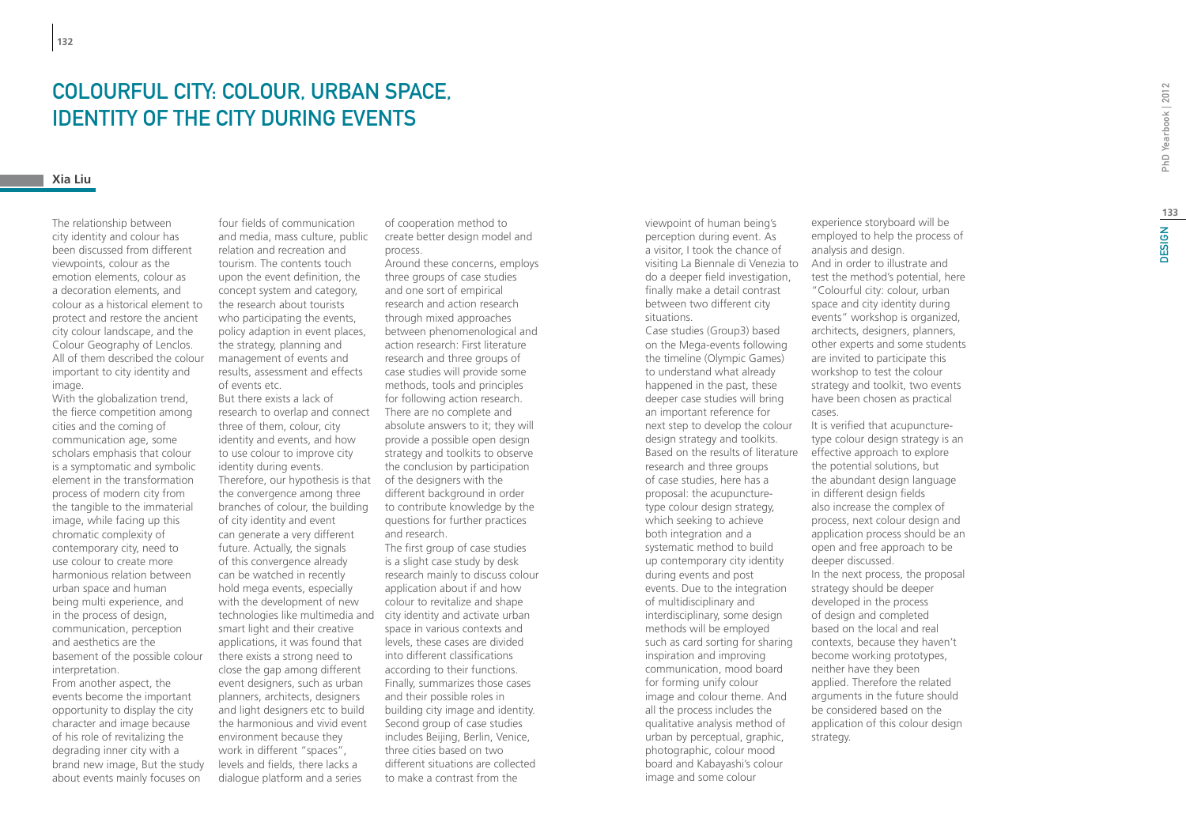# COLOURFUL CITY: COLOUR, URBAN SPACE, IDENTITY OF THE CITY DURING EVENTS

**Xia Liu**

The relationship between city identity and colour has been discussed from different viewpoints, colour as the emotion elements, colour as a decoration elements, and colour as a historical element to protect and restore the ancient city colour landscape, and the Colour Geography of Lenclos. All of them described the colour important to city identity and image.

With the globalization trend, the fierce competition among cities and the coming of communication age, some scholars emphasis that colour is a symptomatic and symbolic element in the transformation process of modern city from the tangible to the immaterial image, while facing up this chromatic complexity of contemporary city, need to use colour to create more harmonious relation between urban space and human being multi experience, and in the process of design, communication, perception and aesthetics are the basement of the possible colour interpretation.

From another aspect, the events become the important opportunity to display the city character and image because of his role of revitalizing the degrading inner city with a brand new image, But the study about events mainly focuses on four fields of communication and media, mass culture, public relation and recreation and tourism. The contents touch upon the event definition, the concept system and category, the research about tourists who participating the events, policy adaption in event places, the strategy, planning and management of events and results, assessment and effects of events etc.

But there exists a lack of research to overlap and connect three of them, colour, city identity and events, and how to use colour to improve city identity during events.

Therefore, our hypothesis is that the convergence among three branches of colour, the building of city identity and event can generate a very different future. Actually, the signals of this convergence already can be watched in recently hold mega events, especially with the development of new technologies like multimedia and smart light and their creative applications, it was found that there exists a strong need to close the gap among different event designers, such as urban planners, architects, designers and light designers etc to build the harmonious and vivid event environment because they work in different "spaces", levels and fields, there lacks a dialogue platform and a series of cooperation method to create better design model and process.

Around these concerns, employs three groups of case studies and one sort of empirical research and action research through mixed approaches between phenomenological and action research: First literature research and three groups of case studies will provide some methods, tools and principles for following action research. There are no complete and absolute answers to it; they will provide a possible open design strategy and toolkits to observe the conclusion by participation of the designers with the different background in order to contribute knowledge by the questions for further practices and research.

The first group of case studies is a slight case study by desk research mainly to discuss colour application about if and how colour to revitalize and shape city identity and activate urban space in various contexts and levels, these cases are divided into different classifications according to their functions. Finally, summarizes those cases and their possible roles in building city image and identity. Second group of case studies includes Beijing, Berlin, Venice, three cities based on two different situations are collected to make a contrast from the viewpoint of human being's perception during event. As a visitor, I took the chance of visiting La Biennale di Venezia to do a deeper field investigation, finally make a detail contrast between two different city situations.

Case studies (Group3) based on the Mega-events following the timeline (Olympic Games) to understand what already happened in the past, these deeper case studies will bring an important reference for next step to develop the colour design strategy and toolkits. Based on the results of literature research and three groups of case studies, here has a proposal: the acupuncture-type colour design strategy, which seeking to achieve both integration and a systematic method to build up contemporary city identity during events and post events. Due to the integration of multidisciplinary and interdisciplinary, some design methods will be employed such as card sorting for sharing inspiration and improving communication, mood board for forming unify colour image and colour theme. And all the process includes the qualitative analysis method of urban by perceptual, graphic, photographic, colour mood board and Kabayashi's colour image and some colour experience storyboard will be employed to help the process of analysis and design.

And in order to illustrate and test the method's potential, here "Colourful city: colour, urban space and city identity during events" workshop is organized, architects, designers, planners, other experts and some students are invited to participate this workshop to test the colour strategy and toolkit, two events have been chosen as practical cases.

It is verified that acupuncture-type colour design strategy is an effective approach to explore the potential solutions, but the abundant design language in different design fields also increase the complex of process, next colour design and application process should be an open and free approach to be deeper discussed.

In the next process, the proposal strategy should be deeper developed in the process of design and completed based on the local and real contexts, because they haven't become working prototypes, neither have they been applied. Therefore the related arguments in the future should be considered based on the application of this colour design strategy.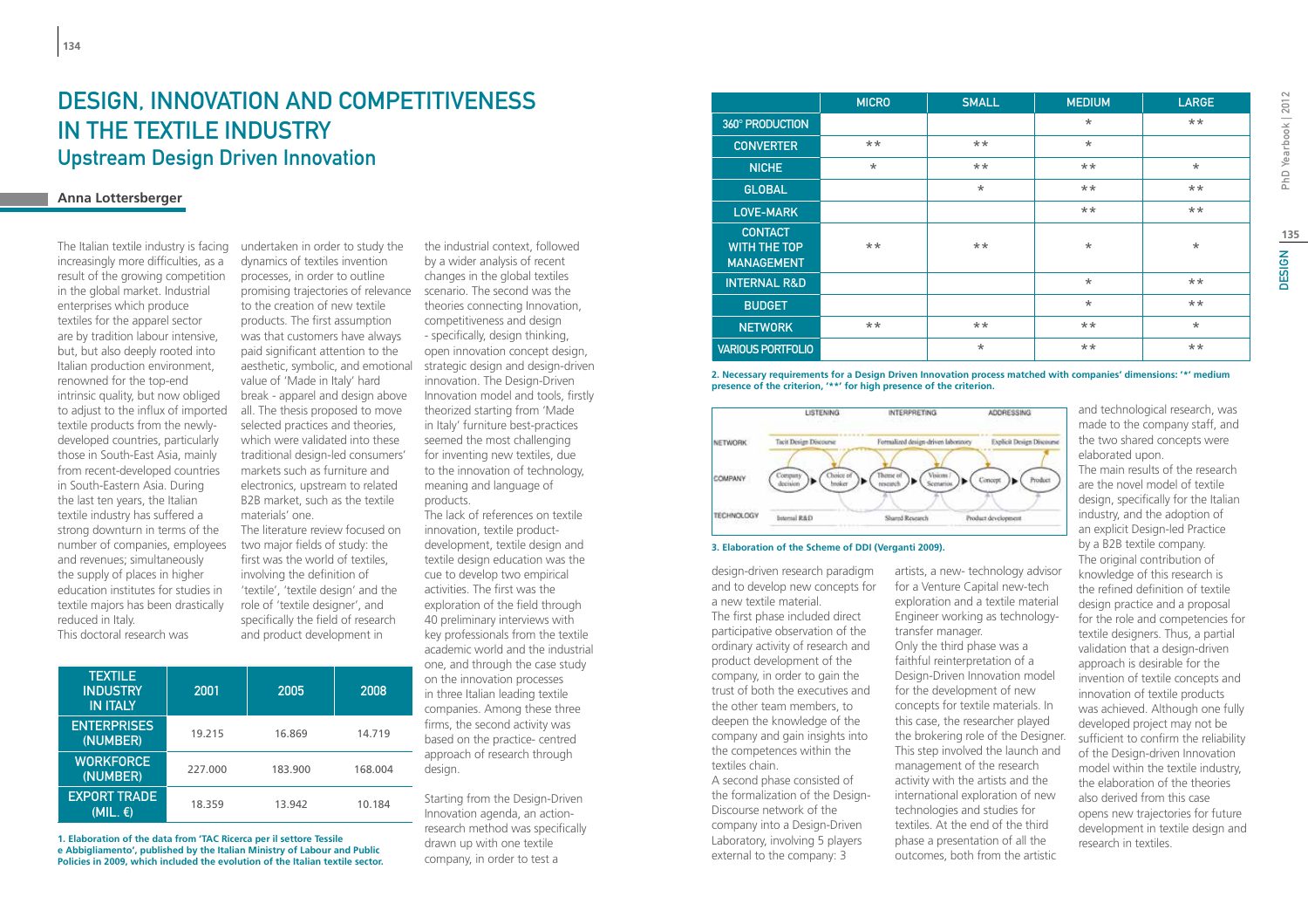# DESIGN, INNOVATION AND COMPETITIVENESS IN THE TEXTILE INDUSTRY

## Upstream Design Driven Innovation

**Anna Lottersberger**

The Italian textile industry is facing increasingly more difficulties, as a result of the growing competition in the global market. Industrial enterprises which produce textiles for the apparel sector are by tradition labour intensive, but, but also deeply rooted into Italian production environment, renowned for the top-end intrinsic quality, but now obliged to adjust to the influx of imported textile products from the newly-developed countries, particularly those in South-East Asia, mainly from recent-developed countries in South-Eastern Asia. During the last ten years, the Italian textile industry has suffered a strong downturn in terms of the number of companies, employees and revenues; simultaneously the supply of places in higher education institutes for studies in textile majors has been drastically reduced in Italy.

This doctoral research was undertaken in order to study the dynamics of textiles invention processes, in order to outline promising trajectories of relevance to the creation of new textile products. The first assumption was that customers have always paid significant attention to the aesthetic, symbolic, and emotional value of 'Made in Italy' hard break - apparel and design above all. The thesis proposed to move selected practices and theories, which were validated into these traditional design-led consumers' markets such as furniture and electronics, upstream to related B2B market, such as the textile materials' one.

The literature review focused on two major fields of study: the first was the world of textiles, involving the definition of 'textile', 'textile design' and the role of 'textile designer', and specifically the field of research and product development in the industrial context, followed by a wider analysis of recent changes in the global textiles scenario. The second was the theories connecting Innovation, competitiveness and design - specifically, design thinking, open innovation concept design, strategic design and design-driven innovation. The Design-Driven Innovation model and tools, firstly theorized starting from 'Made in Italy' furniture best-practices seemed the most challenging for inventing new textiles, due to the innovation of technology, meaning and language of products.

The lack of references on textile innovation, textile product-development, textile design and textile design education was the cue to develop two empirical activities. The first was the exploration of the field through 40 preliminary interviews with key professionals from the textile academic world and the industrial one, and through the case study on the innovation processes in three Italian leading textile companies. Among these three firms, the second activity was based on the practice- centred approach of research through design.

Starting from the Design-Driven Innovation agenda, an action-research method was specifically drawn up with one textile company, in order to test a design-driven research paradigm and to develop new concepts for a new textile material.

The first phase included direct participative observation of the ordinary activity of research and product development of the company, in order to gain the trust of both the executives and the other team members, to deepen the knowledge of the company and gain insights into the competences within the textiles chain.

A second phase consisted of the formalization of the Design-Discourse network of the company into a Design-Driven Laboratory, involving 5 players external to the company: 3 artists, a new- technology advisor for a Venture Capital new-tech exploration and a textile material Engineer working as technology-transfer manager.

Only the third phase was a faithful reinterpretation of a Design-Driven Innovation model for the development of new concepts for textile materials. In this case, the researcher played the brokering role of the Designer. This step involved the launch and management of the research activity with the artists and the international exploration of new technologies and studies for textiles. At the end of the third phase a presentation of all the outcomes, both from the artistic and technological research, was made to the company staff, and the two shared concepts were elaborated upon.

The main results of the research are the novel model of textile design, specifically for the Italian industry, and the adoption of an explicit Design-led Practice by a B2B textile company.

The original contribution of knowledge of this research is the refined definition of textile design practice and a proposal for the role and competencies for textile designers. Thus, a partial validation that a design-driven approach is desirable for the invention of textile concepts and innovation of textile products was achieved. Although one fully developed project may not be sufficient to confirm the reliability of the Design-driven Innovation model within the textile industry, the elaboration of the theories also derived from this case opens new trajectories for future development in textile design and research in textiles.

| TEXTILE INDUSTRY IN ITALY | 2001 | 2005 | 2008 |
|---|---|---|---|
| ENTERPRISES (NUMBER) | 19.215 | 16.869 | 14.719 |
| WORKFORCE (NUMBER) | 227.000 | 183.900 | 168.004 |
| EXPORT TRADE (MIL. €) | 18.359 | 13.942 | 10.184 |

**1. Elaboration of the data from 'TAC Ricerca per il settore Tessile e Abbigliamento', published by the Italian Ministry of Labour and Public Policies in 2009, which included the evolution of the Italian textile sector.**

| | MICRO | SMALL | MEDIUM | LARGE |
|---|---|---|---|---|
| 360° PRODUCTION | | | * | ** |
| CONVERTER | ** | ** | * | |
| NICHE | * | ** | ** | * |
| GLOBAL | | * | ** | ** |
| LOVE-MARK | | | ** | ** |
| CONTACT WITH THE TOP MANAGEMENT | ** | ** | * | * |
| INTERNAL R&D | | | * | ** |
| BUDGET | | | * | ** |
| NETWORK | ** | ** | ** | * |
| VARIOUS PORTFOLIO | | * | ** | ** |

**2. Necessary requirements for a Design Driven Innovation process matched with companies' dimensions: '*' medium presence of the criterion, '**' for high presence of the criterion.**

**3. Elaboration of the Scheme of DDI (Verganti 2009).**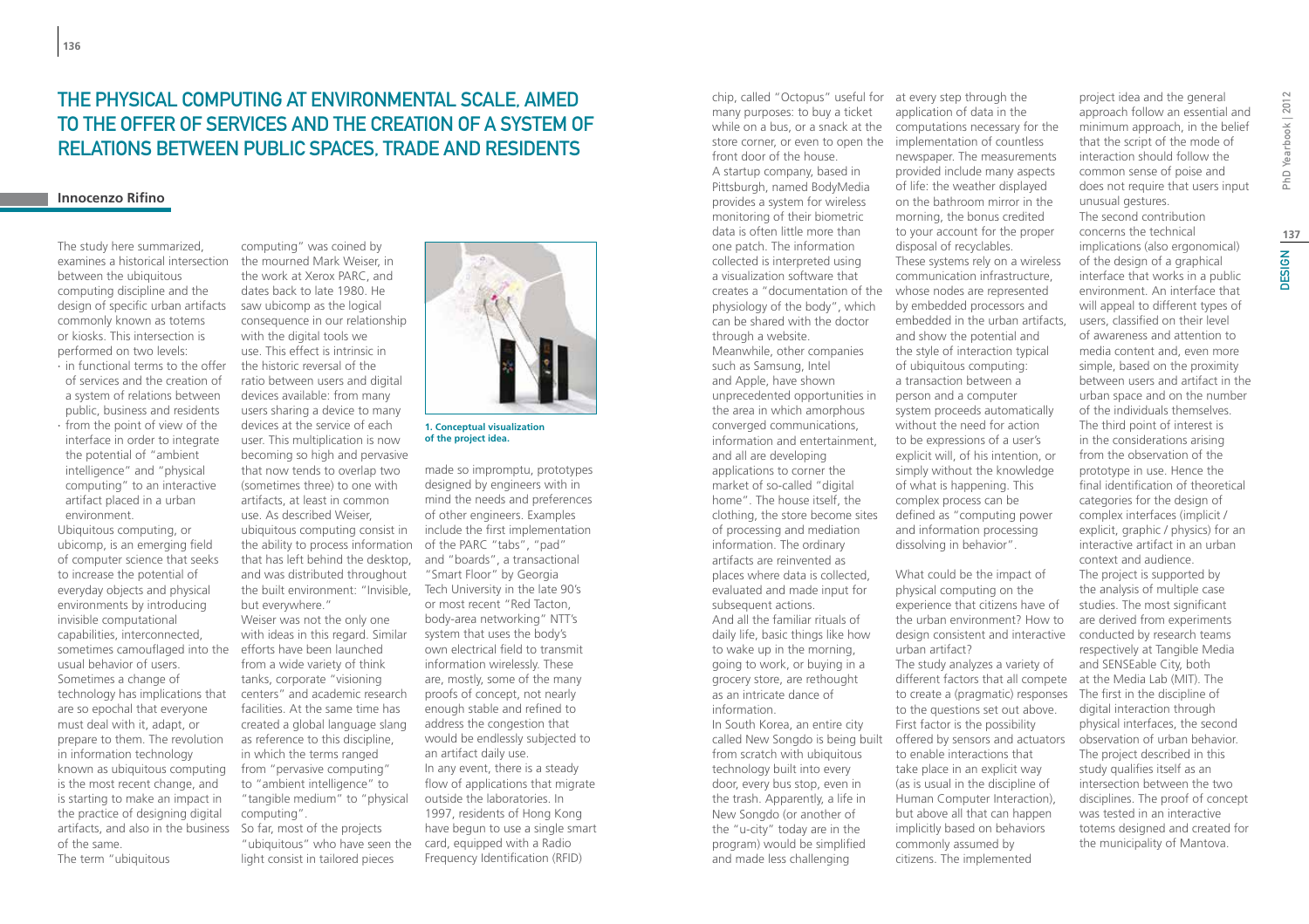# The Physical Computing at Environmental Scale, Aimed to the Offer of Services and the Creation of a System of Relations Between Public Spaces, Trade and Residents

**Innocenzo Rifino**

The study here summarized, examines a historical intersection between the ubiquitous computing discipline and the design of specific urban artifacts commonly known as totems or kiosks. This intersection is performed on two levels:

- in functional terms to the offer of services and the creation of a system of relations between public, business and residents
- from the point of view of the interface in order to integrate the potential of "ambient intelligence" and "physical computing" to an interactive artifact placed in a urban environment.

Ubiquitous computing, or ubicomp, is an emerging field of computer science that seeks to increase the potential of everyday objects and physical environments by introducing invisible computational capabilities, interconnected, sometimes camouflaged into the usual behavior of users. Sometimes a change of technology has implications that are so epochal that everyone must deal with it, adapt, or prepare to them. The revolution in information technology known as ubiquitous computing is the most recent change, and is starting to make an impact in the practice of designing digital artifacts, and also in the business of the same.

The term "ubiquitous computing" was coined by the mourned Mark Weiser, in the work at Xerox PARC, and dates back to late 1980. He saw ubicomp as the logical consequence in our relationship with the digital tools we use. This effect is intrinsic in the historic reversal of the ratio between users and digital devices available: from many users sharing a device to many devices at the service of each user. This multiplication is now becoming so high and pervasive that now tends to overlap two (sometimes three) to one with artifacts, at least in common use. As described Weiser, ubiquitous computing consist in the ability to process information that has left behind the desktop, and was distributed throughout the built environment: "Invisible, but everywhere."

Weiser was not the only one with ideas in this regard. Similar efforts have been launched from a wide variety of think tanks, corporate "visioning centers" and academic research facilities. At the same time has created a global language slang as reference to this discipline, in which the terms ranged from "pervasive computing" to "ambient intelligence" to "tangible medium" to "physical computing".

So far, most of the projects "ubiquitous" who have seen the light consist in tailored pieces made so impromptu, prototypes designed by engineers with in mind the needs and preferences of other engineers. Examples include the first implementation of the PARC "tabs", "pad" and "boards", a transactional "Smart Floor" by Georgia Tech University in the late 90's or most recent "Red Tacton, body-area networking" NTT's system that uses the body's own electrical field to transmit information wirelessly. These are, mostly, some of the many proofs of concept, not nearly enough stable and refined to address the congestion that would be endlessly subjected to an artifact daily use.

**1. Conceptual visualization of the project idea.**

In any event, there is a steady flow of applications that migrate outside the laboratories. In 1997, residents of Hong Kong have begun to use a single smart card, equipped with a Radio Frequency Identification (RFID) chip, called "Octopus" useful for many purposes: to buy a ticket while on a bus, or a snack at the store corner, or even to open the front door of the house.

A startup company, based in Pittsburgh, named BodyMedia provides a system for wireless monitoring of their biometric data is often little more than one patch. The information collected is interpreted using a visualization software that creates a "documentation of the physiology of the body", which can be shared with the doctor through a website.

Meanwhile, other companies such as Samsung, Intel and Apple, have shown unprecedented opportunities in the area in which amorphous converged communications, information and entertainment, and all are developing applications to corner the market of so-called "digital home". The house itself, the clothing, the store become sites of processing and mediation information. The ordinary artifacts are reinvented as places where data is collected, evaluated and made input for subsequent actions.

And all the familiar rituals of daily life, basic things like how to wake up in the morning, going to work, or buying in a grocery store, are rethought as an intricate dance of information.

In South Korea, an entire city called New Songdo is being built from scratch with ubiquitous technology built into every door, every bus stop, even in the trash. Apparently, a life in New Songdo (or another of the "u-city" today are in the program) would be simplified and made less challenging at every step through the application of data in the computations necessary for the implementation of countless newspaper. The measurements provided include many aspects of life: the weather displayed on the bathroom mirror in the morning, the bonus credited to your account for the proper disposal of recyclables.

These systems rely on a wireless communication infrastructure, whose nodes are represented by embedded processors and embedded in the urban artifacts, and show the potential and the style of interaction typical of ubiquitous computing: a transaction between a person and a computer system proceeds automatically without the need for action to be expressions of a user's explicit will, of his intention, or simply without the knowledge of what is happening. This complex process can be defined as "computing power and information processing dissolving in behavior".

What could be the impact of physical computing on the experience that citizens have of the urban environment? How to design consistent and interactive urban artifact?

The study analyzes a variety of different factors that all compete to create a (pragmatic) responses to the questions set out above. First factor is the possibility offered by sensors and actuators to enable interactions that take place in an explicit way (as is usual in the discipline of Human Computer Interaction), but above all that can happen implicitly based on behaviors commonly assumed by citizens. The implemented project idea and the general approach follow an essential and minimum approach, in the belief that the script of the mode of interaction should follow the common sense of poise and does not require that users input unusual gestures.

The second contribution concerns the technical implications (also ergonomical) of the design of a graphical interface that works in a public environment. An interface that will appeal to different types of users, classified on their level of awareness and attention to media content and, even more simple, based on the proximity between users and artifact in the urban space and on the number of the individuals themselves.

The third point of interest is in the considerations arising from the observation of the prototype in use. Hence the final identification of theoretical categories for the design of complex interfaces (implicit / explicit, graphic / physics) for an interactive artifact in an urban context and audience.

The project is supported by the analysis of multiple case studies. The most significant are derived from experiments conducted by research teams respectively at Tangible Media and SENSEable City, both at the Media Lab (MIT). The first in the discipline of digital interaction through physical interfaces, the second observation of urban behavior. The project described in this study qualifies itself as an intersection between the two disciplines. The proof of concept was tested in an interactive totems designed and created for the municipality of Mantova.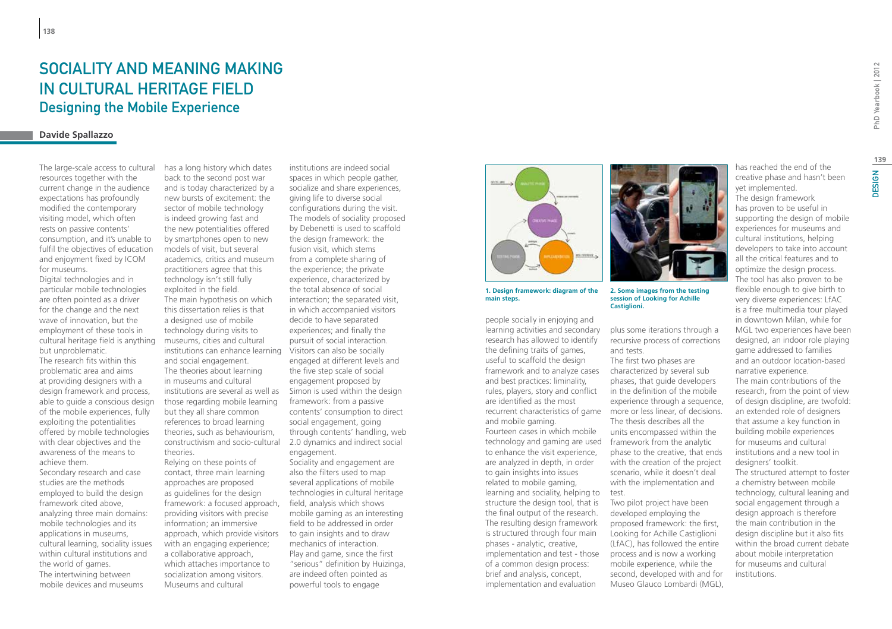# SOCIALITY AND MEANING MAKING IN CULTURAL HERITAGE FIELD
## Designing the Mobile Experience

**Davide Spallazzo**

The large-scale access to cultural resources together with the current change in the audience expectations has profoundly modified the contemporary visiting model, which often rests on passive contents' consumption, and it's unable to fulfil the objectives of education and enjoyment fixed by ICOM for museums.

Digital technologies and in particular mobile technologies are often pointed as a driver for the change and the next wave of innovation, but the employment of these tools in cultural heritage field is anything but unproblematic.

The research fits within this problematic area and aims at providing designers with a design framework and process, able to guide a conscious design of the mobile experiences, fully exploiting the potentialities offered by mobile technologies with clear objectives and the awareness of the means to achieve them.

Secondary research and case studies are the methods employed to build the design framework cited above, analyzing three main domains: mobile technologies and its applications in museums, cultural learning, sociality issues within cultural institutions and the world of games.

The intertwining between mobile devices and museums has a long history which dates back to the second post war and is today characterized by a new bursts of excitement: the sector of mobile technology is indeed growing fast and the new potentialities offered by smartphones open to new models of visit, but several academics, critics and museum practitioners agree that this technology isn't still fully exploited in the field.

The main hypothesis on which this dissertation relies is that a designed use of mobile technology during visits to museums, cities and cultural institutions can enhance learning and social engagement.

The theories about learning in museums and cultural institutions are several as well as those regarding mobile learning but they all share common references to broad learning theories, such as behaviourism, constructivism and socio-cultural theories.

Relying on these points of contact, three main learning approaches are proposed as guidelines for the design framework: a focused approach, providing visitors with precise information; an immersive approach, which provide visitors with an engaging experience; a collaborative approach, which attaches importance to socialization among visitors.

Museums and cultural institutions are indeed social spaces in which people gather, socialize and share experiences, giving life to diverse social configurations during the visit. The models of sociality proposed by Debenetti is used to scaffold the design framework: the fusion visit, which stems from a complete sharing of the experience; the private experience, characterized by the total absence of social interaction; the separated visit, in which accompanied visitors decide to have separated experiences; and finally the pursuit of social interaction. Visitors can also be socially engaged at different levels and the five step scale of social engagement proposed by Simon is used within the design framework: from a passive contents' consumption to direct social engagement, going through contents' handling, web 2.0 dynamics and indirect social engagement.

Sociality and engagement are also the filters used to map several applications of mobile technologies in cultural heritage field, analysis which shows mobile gaming as an interesting field to be addressed in order to gain insights and to draw mechanics of interaction.

Play and game, since the first "serious" definition by Huizinga, are indeed often pointed as powerful tools to engage people socially in enjoying and learning activities and secondary research has allowed to identify the defining traits of games, useful to scaffold the design framework and to analyze cases and best practices: liminality, rules, players, story and conflict are identified as the most recurrent characteristics of game and mobile gaming.

Fourteen cases in which mobile technology and gaming are used to enhance the visit experience, are analyzed in depth, in order to gain insights into issues related to mobile gaming, learning and sociality, helping to structure the design tool, that is the final output of the research.

The resulting design framework is structured through four main phases - analytic, creative, implementation and test - those of a common design process: brief and analysis, concept, implementation and evaluation plus some iterations through a recursive process of corrections and tests.

**1. Design framework: diagram of the main steps.**

**2. Some images from the testing session of Looking for Achille Castiglioni.**

The first two phases are characterized by several sub phases, that guide developers in the definition of the mobile experience through a sequence, more or less linear, of decisions. The thesis describes all the units encompassed within the framework from the analytic phase to the creative, that ends with the creation of the project scenario, while it doesn't deal with the implementation and test.

Two pilot project have been developed employing the proposed framework: the first, Looking for Achille Castiglioni (LfAC), has followed the entire process and is now a working mobile experience, while the second, developed with and for Museo Glauco Lombardi (MGL), has reached the end of the creative phase and hasn't been yet implemented.

The design framework has proven to be useful in supporting the design of mobile experiences for museums and cultural institutions, helping developers to take into account all the critical features and to optimize the design process. The tool has also proven to be flexible enough to give birth to very diverse experiences: LfAC is a free multimedia tour played in downtown Milan, while for MGL two experiences have been designed, an indoor role playing game addressed to families and an outdoor location-based narrative experience.

The main contributions of the research, from the point of view of design discipline, are twofold: an extended role of designers that assume a key function in building mobile experiences for museums and cultural institutions and a new tool in designers' toolkit.

The structured attempt to foster a chemistry between mobile technology, cultural leaning and social engagement through a design approach is therefore the main contribution in the design discipline but it also fits within the broad current debate about mobile interpretation for museums and cultural institutions.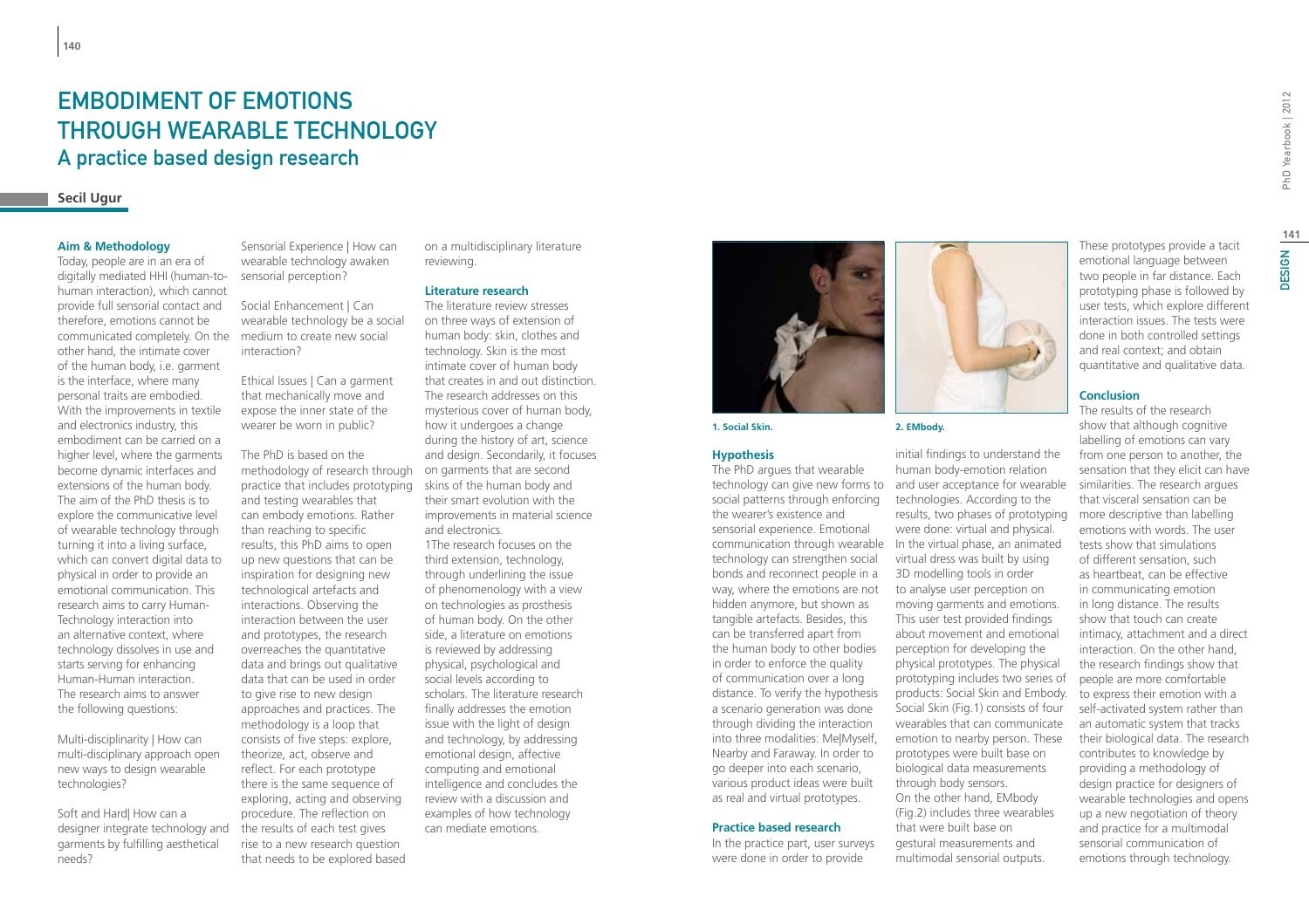# EMBODIMENT OF EMOTIONS THROUGH WEARABLE TECHNOLOGY
## A practice based design research

**Secil Ugur**

### Aim & Methodology

Today, people are in an era of digitally mediated HHI (human-to-human interaction), which cannot provide full sensorial contact and therefore, emotions cannot be communicated completely. On the other hand, the intimate cover of the human body, i.e. garment is the interface, where many personal traits are embodied. With the improvements in textile and electronics industry, this embodiment can be carried on a higher level, where the garments become dynamic interfaces and extensions of the human body. The aim of the PhD thesis is to explore the communicative level of wearable technology through turning it into a living surface, which can convert digital data to physical in order to provide an emotional communication. This research aims to carry Human-Technology interaction into an alternative context, where technology dissolves in use and starts serving for enhancing Human-Human interaction. The research aims to answer the following questions:

Multi-disciplinarity | How can multi-disciplinary approach open new ways to design wearable technologies?

Soft and Hard| How can a designer integrate technology and garments by fulfilling aesthetical needs?

Sensorial Experience | How can wearable technology awaken sensorial perception?

Social Enhancement | Can wearable technology be a social medium to create new social interaction?

Ethical Issues | Can a garment that mechanically move and expose the inner state of the wearer be worn in public?

The PhD is based on the methodology of research through practice that includes prototyping and testing wearables that can embody emotions. Rather than reaching to specific results, this PhD aims to open up new questions that can be inspiration for designing new technological artefacts and interactions. Observing the interaction between the user and prototypes, the research overreaches the quantitative data and brings out qualitative data that can be used in order to give rise to new design approaches and practices. The methodology is a loop that consists of five steps: explore, theorize, act, observe and reflect. For each prototype there is the same sequence of exploring, acting and observing procedure. The reflection on the results of each test gives rise to a new research question that needs to be explored based on a multidisciplinary literature reviewing.

### Literature research

The literature review stresses on three ways of extension of human body: skin, clothes and technology. Skin is the most intimate cover of human body that creates in and out distinction. The research addresses on this mysterious cover of human body, how it undergoes a change during the history of art, science and design. Secondarily, it focuses on garments that are second skins of the human body and their smart evolution with the improvements in material science and electronics.
1The research focuses on the third extension, technology, through underlining the issue of phenomenology with a view on technologies as prosthesis of human body. On the other side, a literature on emotions is reviewed by addressing physical, psychological and social levels according to scholars. The literature research finally addresses the emotion issue with the light of design and technology, by addressing emotional design, affective computing and emotional intelligence and concludes the review with a discussion and examples of how technology can mediate emotions.

**1. Social Skin.**

**2. EMbody.**

### Hypothesis

The PhD argues that wearable technology can give new forms to social patterns through enforcing the wearer's existence and sensorial experience. Emotional communication through wearable technology can strengthen social bonds and reconnect people in a way, where the emotions are not hidden anymore, but shown as tangible artefacts. Besides, this can be transferred apart from the human body to other bodies in order to enforce the quality of communication over a long distance. To verify the hypothesis a scenario generation was done through dividing the interaction into three modalities: Me|Myself, Nearby and Faraway. In order to go deeper into each scenario, various product ideas were built as real and virtual prototypes.

### Practice based research

In the practice part, user surveys were done in order to provide initial findings to understand the human body-emotion relation and user acceptance for wearable technologies. According to the results, two phases of prototyping were done: virtual and physical. In the virtual phase, an animated virtual dress was built by using 3D modelling tools in order to analyse user perception on moving garments and emotions. This user test provided findings about movement and emotional perception for developing the physical prototypes. The physical prototyping includes two series of products: Social Skin and Embody. Social Skin (Fig.1) consists of four wearables that can communicate emotion to nearby person. These prototypes were built base on biological data measurements through body sensors.
On the other hand, EMbody (Fig.2) includes three wearables that were built base on gestural measurements and multimodal sensorial outputs. These prototypes provide a tacit emotional language between two people in far distance. Each prototyping phase is followed by user tests, which explore different interaction issues. The tests were done in both controlled settings and real context; and obtain quantitative and qualitative data.

### Conclusion

The results of the research show that although cognitive labelling of emotions can vary from one person to another, the sensation that they elicit can have similarities. The research argues that visceral sensation can be more descriptive than labelling emotions with words. The user tests show that simulations of different sensation, such as heartbeat, can be effective in communicating emotion in long distance. The results show that touch can create intimacy, attachment and a direct interaction. On the other hand, the research findings show that people are more comfortable to express their emotion with a self-activated system rather than an automatic system that tracks their biological data. The research contributes to knowledge by providing a methodology of design practice for designers of wearable technologies and opens up a new negotiation of theory and practice for a multimodal sensorial communication of emotions through technology.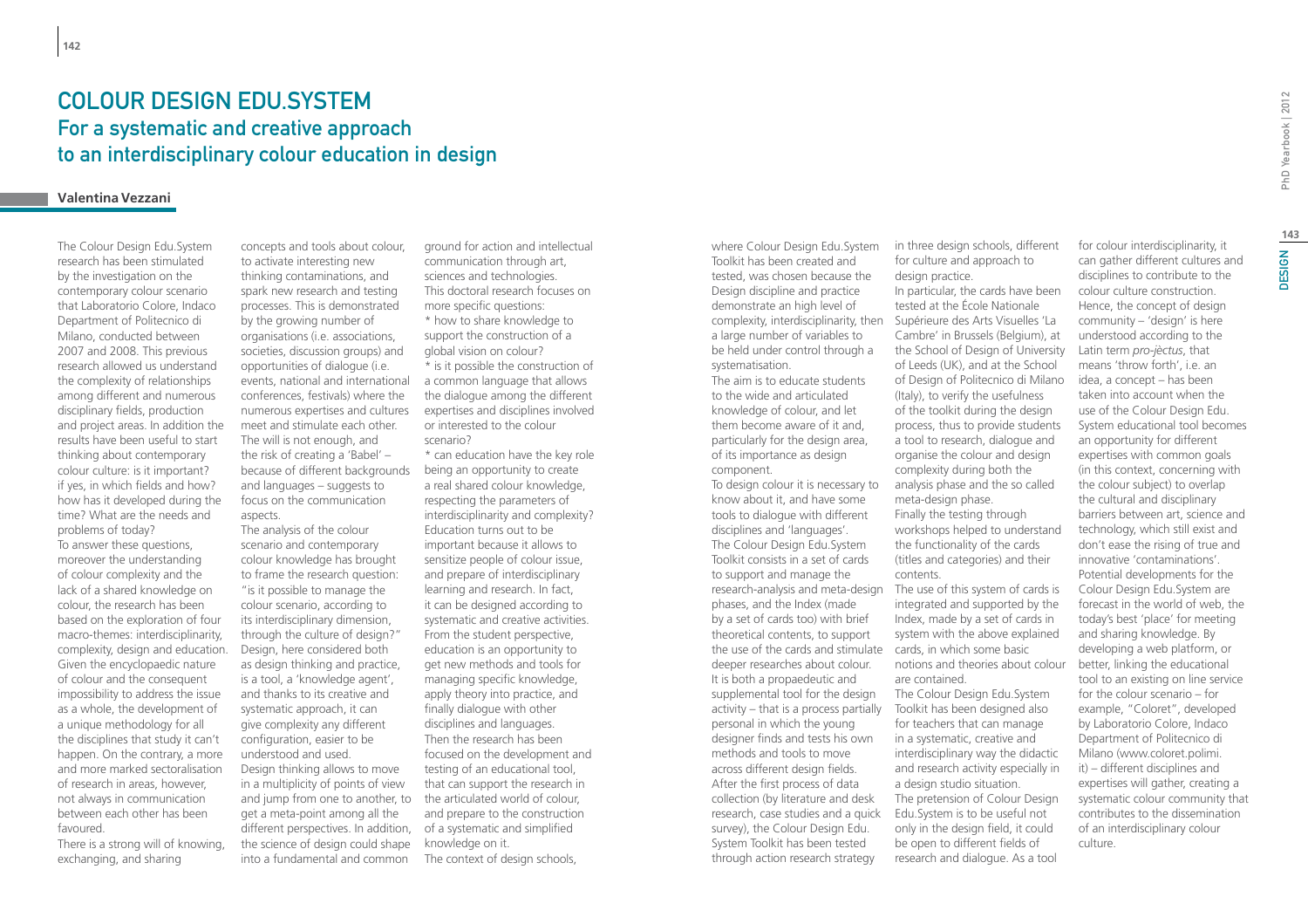# Colour Design Edu.System

## For a systematic and creative approach to an interdisciplinary colour education in design

**Valentina Vezzani**

The Colour Design Edu.System research has been stimulated by the investigation on the contemporary colour scenario that Laboratorio Colore, Indaco Department of Politecnico di Milano, conducted between 2007 and 2008. This previous research allowed us understand the complexity of relationships among different and numerous disciplinary fields, production and project areas. In addition the results have been useful to start thinking about contemporary colour culture: is it important? if yes, in which fields and how? how has it developed during the time? What are the needs and problems of today?

To answer these questions, moreover the understanding of colour complexity and the lack of a shared knowledge on colour, the research has been based on the exploration of four macro-themes: interdisciplinarity, complexity, design and education. Given the encyclopaedic nature of colour and the consequent impossibility to address the issue as a whole, the development of a unique methodology for all the disciplines that study it can't happen. On the contrary, a more and more marked sectoralisation of research in areas, however, not always in communication between each other has been favoured.

There is a strong will of knowing, exchanging, and sharing concepts and tools about colour, to activate interesting new thinking contaminations, and spark new research and testing processes. This is demonstrated by the growing number of organisations (i.e. associations, societies, discussion groups) and opportunities of dialogue (i.e. events, national and international conferences, festivals) where the numerous expertises and cultures meet and stimulate each other. The will is not enough, and the risk of creating a 'Babel' – because of different backgrounds and languages – suggests to focus on the communication aspects.

The analysis of the colour scenario and contemporary colour knowledge has brought to frame the research question: "is it possible to manage the colour scenario, according to its interdisciplinary dimension, through the culture of design?" Design, here considered both as design thinking and practice, is a tool, a 'knowledge agent', and thanks to its creative and systematic approach, it can give complexity any different configuration, easier to be understood and used.

Design thinking allows to move in a multiplicity of points of view and jump from one to another, to get a meta-point among all the different perspectives. In addition, the science of design could shape into a fundamental and common ground for action and intellectual communication through art, sciences and technologies.

This doctoral research focuses on more specific questions:

* how to share knowledge to support the construction of a global vision on colour?
* is it possible the construction of a common language that allows the dialogue among the different expertises and disciplines involved or interested to the colour scenario?
* can education have the key role being an opportunity to create a real shared colour knowledge, respecting the parameters of interdisciplinarity and complexity?

Education turns out to be important because it allows to sensitize people of colour issue, and prepare of interdisciplinary learning and research. In fact, it can be designed according to systematic and creative activities. From the student perspective, education is an opportunity to get new methods and tools for managing specific knowledge, apply theory into practice, and finally dialogue with other disciplines and languages.

Then the research has been focused on the development and testing of an educational tool, that can support the research in the articulated world of colour, and prepare to the construction of a systematic and simplified knowledge on it.

The context of design schools, where Colour Design Edu.System Toolkit has been created and tested, was chosen because the Design discipline and practice demonstrate an high level of complexity, interdisciplinarity, then a large number of variables to be held under control through a systematisation.

The aim is to educate students to the wide and articulated knowledge of colour, and let them become aware of it and, particularly for the design area, of its importance as design component.

To design colour it is necessary to know about it, and have some tools to dialogue with different disciplines and 'languages'.

The Colour Design Edu.System Toolkit consists in a set of cards to support and manage the research-analysis and meta-design phases, and the Index (made by a set of cards too) with brief theoretical contents, to support the use of the cards and stimulate deeper researches about colour.

It is both a propaedeutic and supplemental tool for the design activity – that is a process partially personal in which the young designer finds and tests his own methods and tools to move across different design fields.

After the first process of data collection (by literature and desk research, case studies and a quick survey), the Colour Design Edu. System Toolkit has been tested through action research strategy in three design schools, different for culture and approach to design practice.

In particular, the cards have been tested at the École Nationale Supérieure des Arts Visuelles 'La Cambre' in Brussels (Belgium), at the School of Design of University of Leeds (UK), and at the School of Design of Politecnico di Milano (Italy), to verify the usefulness of the toolkit during the design process, thus to provide students a tool to research, dialogue and organise the colour and design complexity during both the analysis phase and the so called meta-design phase.

Finally the testing through workshops helped to understand the functionality of the cards (titles and categories) and their contents.

The use of this system of cards is integrated and supported by the Index, made by a set of cards in system with the above explained cards, in which some basic notions and theories about colour are contained.

The Colour Design Edu.System Toolkit has been designed also for teachers that can manage in a systematic, creative and interdisciplinary way the didactic and research activity especially in a design studio situation.

The pretension of Colour Design Edu.System is to be useful not only in the design field, it could be open to different fields of research and dialogue. As a tool for colour interdisciplinarity, it can gather different cultures and disciplines to contribute to the colour culture construction.

Hence, the concept of design community – 'design' is here understood according to the Latin term *pro-jèctus*, that means 'throw forth', i.e. an idea, a concept – has been taken into account when the use of the Colour Design Edu. System educational tool becomes an opportunity for different expertises with common goals (in this context, concerning with the colour subject) to overlap the cultural and disciplinary barriers between art, science and technology, which still exist and don't ease the rising of true and innovative 'contaminations'.

Potential developments for the Colour Design Edu.System are forecast in the world of web, the today's best 'place' for meeting and sharing knowledge. By developing a web platform, or better, linking the educational tool to an existing on line service for the colour scenario – for example, "Coloret", developed by Laboratorio Colore, Indaco Department of Politecnico di Milano (www.coloret.polimi.it) – different disciplines and expertises will gather, creating a systematic colour community that contributes to the dissemination of an interdisciplinary colour culture.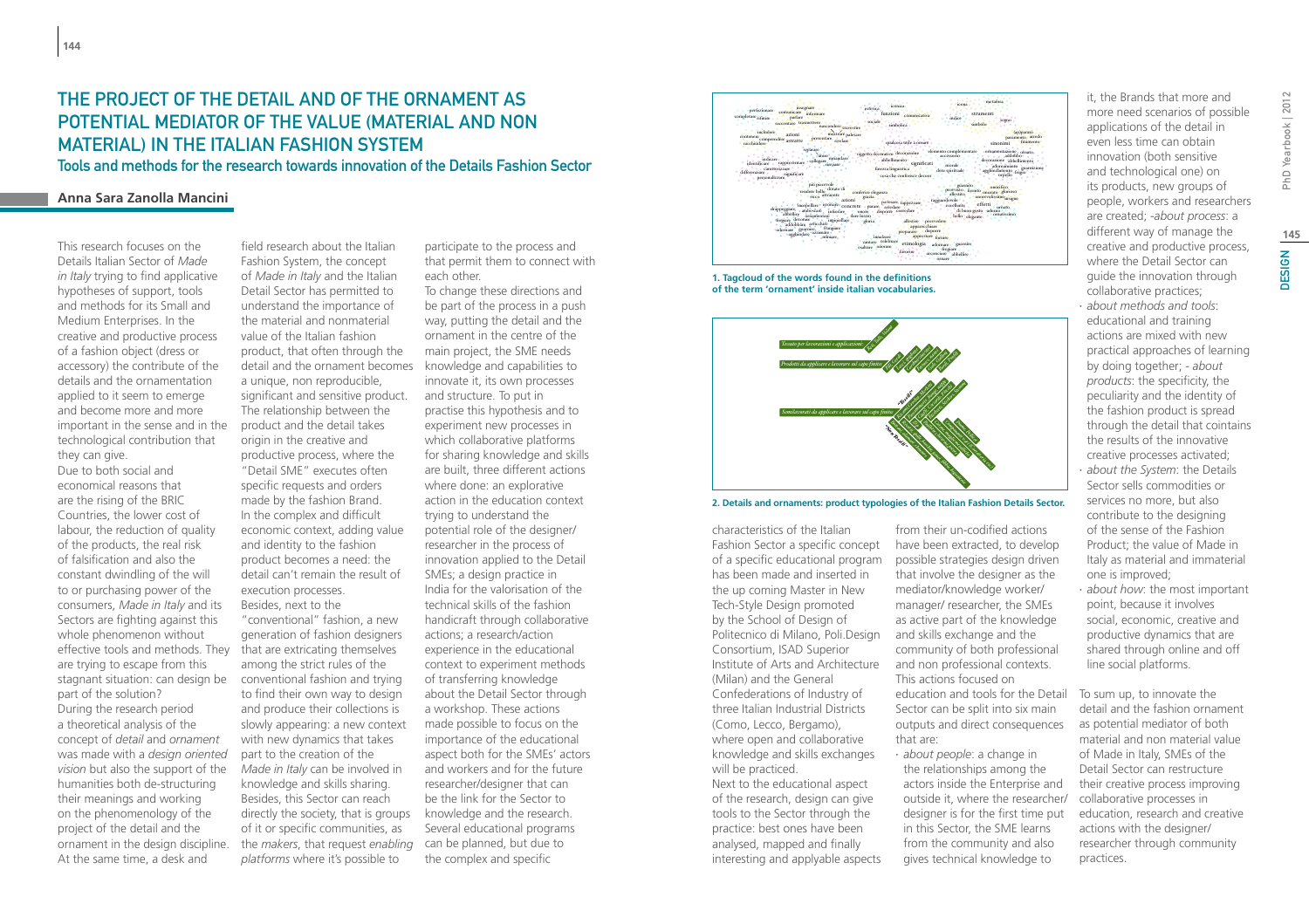# THE PROJECT OF THE DETAIL AND OF THE ORNAMENT AS POTENTIAL MEDIATOR OF THE VALUE (MATERIAL AND NON MATERIAL) IN THE ITALIAN FASHION SYSTEM

## Tools and methods for the research towards innovation of the Details Fashion Sector

**Anna Sara Zanolla Mancini**

This research focuses on the Details Italian Sector of *Made in Italy* trying to find applicative hypotheses of support, tools and methods for its Small and Medium Enterprises. In the creative and productive process of a fashion object (dress or accessory) the contribute of the details and the ornamentation applied to it seem to emerge and become more and more important in the sense and in the technological contribution that they can give.

Due to both social and economical reasons that are the rising of the BRIC Countries, the lower cost of labour, the reduction of quality of the products, the real risk of falsification and also the constant dwindling of the will to or purchasing power of the consumers, *Made in Italy* and its Sectors are fighting against this whole phenomenon without effective tools and methods. They are trying to escape from this stagnant situation: can design be part of the solution?

During the research period a theoretical analysis of the concept of *detail* and *ornament* was made with a *design oriented vision* but also the support of the humanities both de-structuring their meanings and working on the phenomenology of the project of the detail and the ornament in the design discipline. At the same time, a desk and field research about the Italian Fashion System, the concept of *Made in Italy* and the Italian Detail Sector has permitted to understand the importance of the material and nonmaterial value of the Italian fashion product, that often through the detail and the ornament becomes a unique, non reproducible, significant and sensitive product. The relationship between the product and the detail takes origin in the creative and productive process, where the "Detail SME" executes often specific requests and orders made by the fashion Brand. In the complex and difficult economic context, adding value and identity to the fashion product becomes a need: the detail can't remain the result of execution processes.

Besides, next to the "conventional" fashion, a new generation of fashion designers that are extricating themselves among the strict rules of the conventional fashion and trying to find their own way to design and produce their collections is slowly appearing: a new context with new dynamics that takes part to the creation of the *Made in Italy* can be involved in knowledge and skills sharing. Besides, this Sector can reach directly the society, that is groups of it or specific communities, as the *makers*, that request *enabling platforms* where it's possible to participate to the process and that permit them to connect with each other.

To change these directions and be part of the process in a push way, putting the detail and the ornament in the centre of the main project, the SME needs knowledge and capabilities to innovate it, its own processes and structure. To put in practise this hypothesis and to experiment new processes in which collaborative platforms for sharing knowledge and skills are built, three different actions where done: an explorative action in the education context trying to understand the potential role of the designer/researcher in the process of innovation applied to the Detail SMEs; a design practice in India for the valorisation of the technical skills of the fashion handicraft through collaborative actions; a research/action experience in the educational context to experiment methods of transferring knowledge about the Detail Sector through a workshop. These actions made possible to focus on the importance of the educational aspect both for the SMEs' actors and workers and for the future researcher/designer that can be the link for the Sector to knowledge and the research. Several educational programs can be planned, but due to the complex and specific characteristics of the Italian Fashion Sector a specific concept of a specific educational program has been made and inserted in the up coming Master in New Tech-Style Design promoted by the School of Design of Politecnico di Milano, Poli.Design Consortium, ISAD Superior Institute of Arts and Architecture (Milan) and the General Confederations of Industry of three Italian Industrial Districts (Como, Lecco, Bergamo), where open and collaborative knowledge and skills exchanges will be practiced.

Next to the educational aspect of the research, design can give tools to the Sector through the practice: best ones have been analysed, mapped and finally interesting and applyable aspects from their un-codified actions have been extracted, to develop possible strategies design driven that involve the designer as the mediator/knowledge worker/manager/researcher, the SMEs as active part of the knowledge and skills exchange and the community of both professional and non professional contexts.

This actions focused on education and tools for the Detail Sector can be split into six main outputs and direct consequences that are:

- *about people*: a change in the relationships among the actors inside the Enterprise and outside it, where the researcher/designer is for the first time put in this Sector, the SME learns from the community and also gives technical knowledge to it, the Brands that more and more need scenarios of possible applications of the detail in even less time can obtain innovation (both sensitive and technological one) on its products, new groups of people, workers and researchers are created; -*about process*: a different way of manage the creative and productive process, where the Detail Sector can guide the innovation through collaborative practices;
- *about methods and tools*: educational and training actions are mixed with new practical approaches of learning by doing together; - *about products*: the specificity, the peculiarity and the identity of the fashion product is spread through the detail that cointains the results of the innovative creative processes activated;
- *about the System*: the Details Sector sells commodities or services no more, but also contribute to the designing of the sense of the Fashion Product; the value of Made in Italy as material and immaterial one is improved;
- *about how*: the most important point, because it involves social, economic, creative and productive dynamics that are shared through online and off line social platforms.

To sum up, to innovate the detail and the fashion ornament as potential mediator of both material and non material value of Made in Italy, SMEs of the Detail Sector can restructure their creative process improving collaborative processes in education, research and creative actions with the designer/researcher through community practices.

**1. Tagcloud of the words found in the definitions of the term 'ornament' inside italian vocabularies.**

**2. Details and ornaments: product typologies of the Italian Fashion Details Sector.**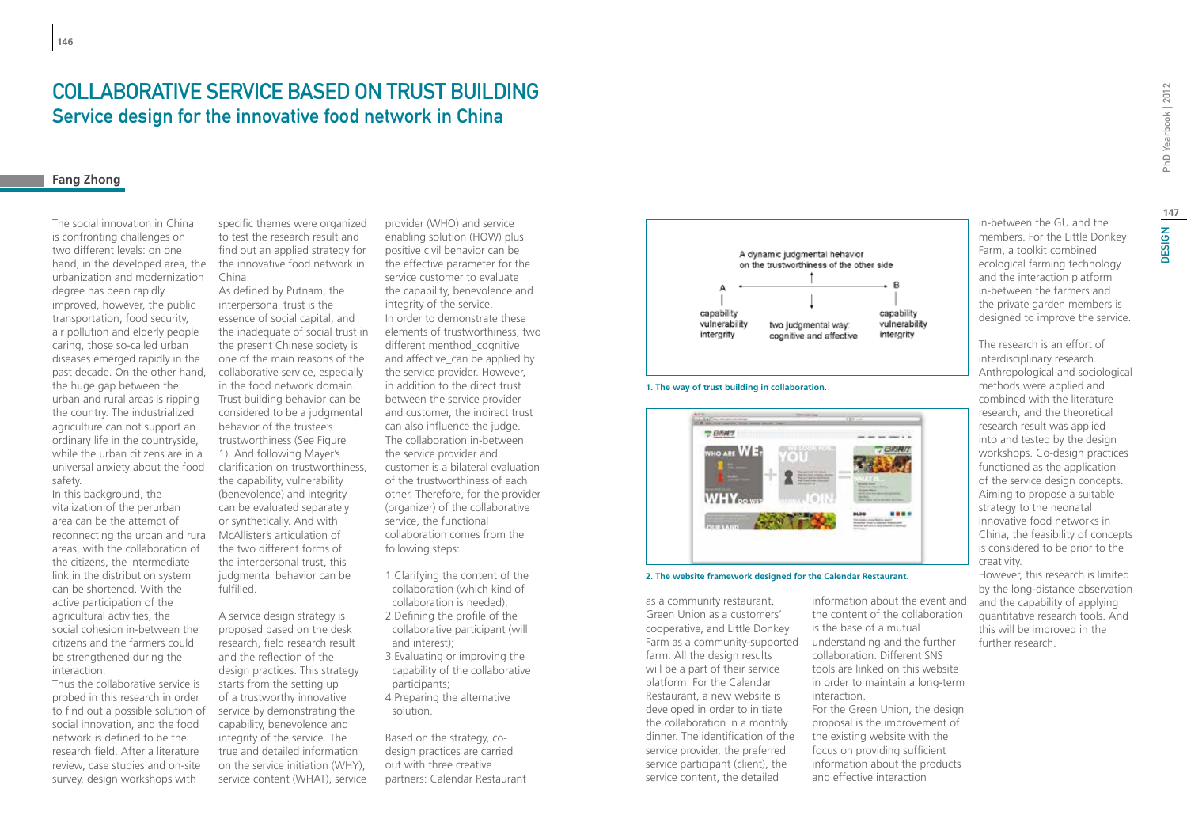# COLLABORATIVE SERVICE BASED ON TRUST BUILDING

## Service design for the innovative food network in China

**Fang Zhong**

The social innovation in China is confronting challenges on two different levels: on one hand, in the developed area, the urbanization and modernization degree has been rapidly improved, however, the public transportation, food security, air pollution and elderly people caring, those so-called urban diseases emerged rapidly in the past decade. On the other hand, the huge gap between the urban and rural areas is ripping the country. The industrialized agriculture can not support an ordinary life in the countryside, while the urban citizens are in a universal anxiety about the food safety.

In this background, the vitalization of the perurban area can be the attempt of reconnecting the urban and rural areas, with the collaboration of the citizens, the intermediate link in the distribution system can be shortened. With the active participation of the agricultural activities, the social cohesion in-between the citizens and the farmers could be strengthened during the interaction.

Thus the collaborative service is probed in this research in order to find out a possible solution of social innovation, and the food network is defined to be the research field. After a literature review, case studies and on-site survey, design workshops with specific themes were organized to test the research result and find out an applied strategy for the innovative food network in China.

As defined by Putnam, the interpersonal trust is the essence of social capital, and the inadequate of social trust in the present Chinese society is one of the main reasons of the collaborative service, especially in the food network domain. Trust building behavior can be considered to be a judgmental behavior of the trustee's trustworthiness (See Figure 1). And following Mayer's clarification on trustworthiness, the capability, vulnerability (benevolence) and integrity can be evaluated separately or synthetically. And with McAllister's articulation of the two different forms of the interpersonal trust, this judgmental behavior can be fulfilled.

A service design strategy is proposed based on the desk research, field research result and the reflection of the design practices. This strategy starts from the setting up of a trustworthy innovative service by demonstrating the capability, benevolence and integrity of the service. The true and detailed information on the service initiation (WHY), service content (WHAT), service provider (WHO) and service enabling solution (HOW) plus positive civil behavior can be the effective parameter for the service customer to evaluate the capability, benevolence and integrity of the service.

In order to demonstrate these elements of trustworthiness, two different menthod_cognitive and affective_can be applied by the service provider. However, in addition to the direct trust between the service provider and customer, the indirect trust can also influence the judge. The collaboration in-between the service provider and customer is a bilateral evaluation of the trustworthiness of each other. Therefore, for the provider (organizer) of the collaborative service, the functional collaboration comes from the following steps:

1. Clarifying the content of the collaboration (which kind of collaboration is needed);
2. Defining the profile of the collaborative participant (will and interest);
3. Evaluating or improving the capability of the collaborative participants;
4. Preparing the alternative solution.

Based on the strategy, co-design practices are carried out with three creative partners: Calendar Restaurant as a community restaurant, Green Union as a customers' cooperative, and Little Donkey Farm as a community-supported farm. All the design results will be a part of their service platform. For the Calendar Restaurant, a new website is developed in order to initiate the collaboration in a monthly dinner. The identification of the service provider, the preferred service participant (client), the service content, the detailed information about the event and the content of the collaboration is the base of a mutual understanding and the further collaboration. Different SNS tools are linked on this website in order to maintain a long-term interaction.

For the Green Union, the design proposal is the improvement of the existing website with the focus on providing sufficient information about the products and effective interaction in-between the GU and the members. For the Little Donkey Farm, a toolkit combined ecological farming technology and the interaction platform in-between the farmers and the private garden members is designed to improve the service.

The research is an effort of interdisciplinary research. Anthropological and sociological methods were applied and combined with the literature research, and the theoretical research result was applied into and tested by the design workshops. Co-design practices functioned as the application of the service design concepts. Aiming to propose a suitable strategy to the neonatal innovative food networks in China, the feasibility of concepts is considered to be prior to the creativity.

However, this research is limited by the long-distance observation and the capability of applying quantitative research tools. And this will be improved in the further research.

A dynamic judgmental hehavior on the trustworthiness of the other side

A
capability
vulnerability
intergrity

two judgmental way:
cognitive and affective

B
capability
vulnerability
intergrity

**1. The way of trust building in collaboration.**

**2. The website framework designed for the Calendar Restaurant.**